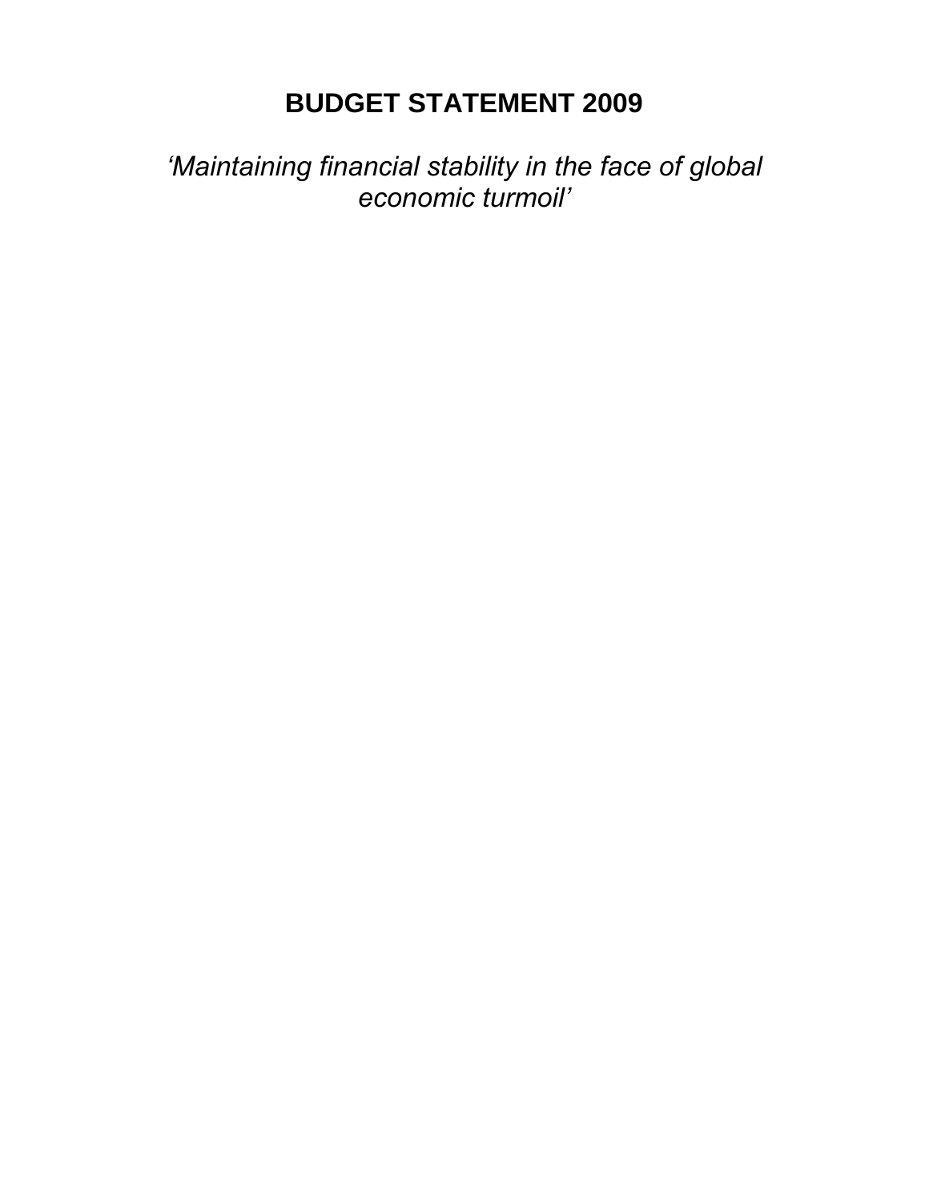# BUDGET STATEMENT 2009

*'Maintaining financial stability in the face of global economic turmoil'*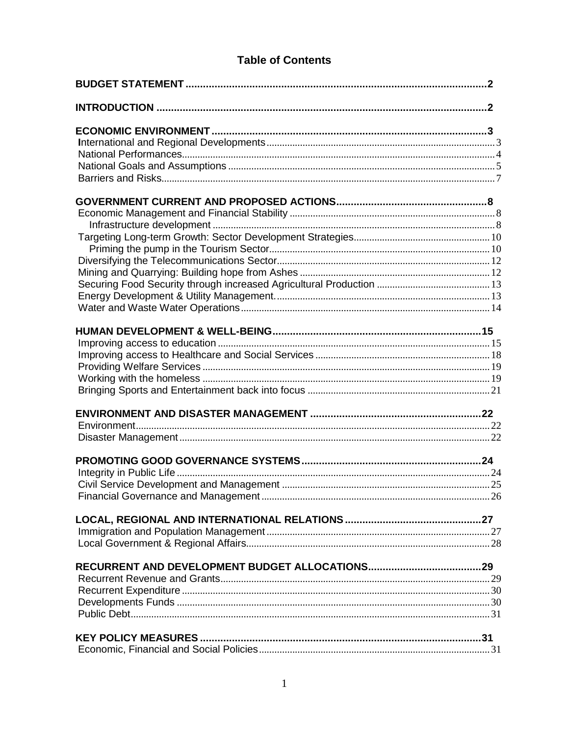# Table of Contents

**BUDGET STATEMENT** ........ 2

**INTRODUCTION** ........ 2

**ECONOMIC ENVIRONMENT** ........ 3
- International and Regional Developments ........ 3
- National Performances ........ 4
- National Goals and Assumptions ........ 5
- Barriers and Risks ........ 7

**GOVERNMENT CURRENT AND PROPOSED ACTIONS** ........ 8
- Economic Management and Financial Stability ........ 8
  - Infrastructure development ........ 8
- Targeting Long-term Growth: Sector Development Strategies ........ 10
  - Priming the pump in the Tourism Sector ........ 10
- Diversifying the Telecommunications Sector ........ 12
- Mining and Quarrying: Building hope from Ashes ........ 12
- Securing Food Security through increased Agricultural Production ........ 13
- Energy Development & Utility Management. ........ 13
- Water and Waste Water Operations ........ 14

**HUMAN DEVELOPMENT & WELL-BEING** ........ 15
- Improving access to education ........ 15
- Improving access to Healthcare and Social Services ........ 18
- Providing Welfare Services ........ 19
- Working with the homeless ........ 19
- Bringing Sports and Entertainment back into focus ........ 21

**ENVIRONMENT AND DISASTER MANAGEMENT** ........ 22
- Environment ........ 22
- Disaster Management ........ 22

**PROMOTING GOOD GOVERNANCE SYSTEMS** ........ 24
- Integrity in Public Life ........ 24
- Civil Service Development and Management ........ 25
- Financial Governance and Management ........ 26

**LOCAL, REGIONAL AND INTERNATIONAL RELATIONS** ........ 27
- Immigration and Population Management ........ 27
- Local Government & Regional Affairs ........ 28

**RECURRENT AND DEVELOPMENT BUDGET ALLOCATIONS** ........ 29
- Recurrent Revenue and Grants ........ 29
- Recurrent Expenditure ........ 30
- Developments Funds ........ 30
- Public Debt ........ 31

**KEY POLICY MEASURES** ........ 31
- Economic, Financial and Social Policies ........ 31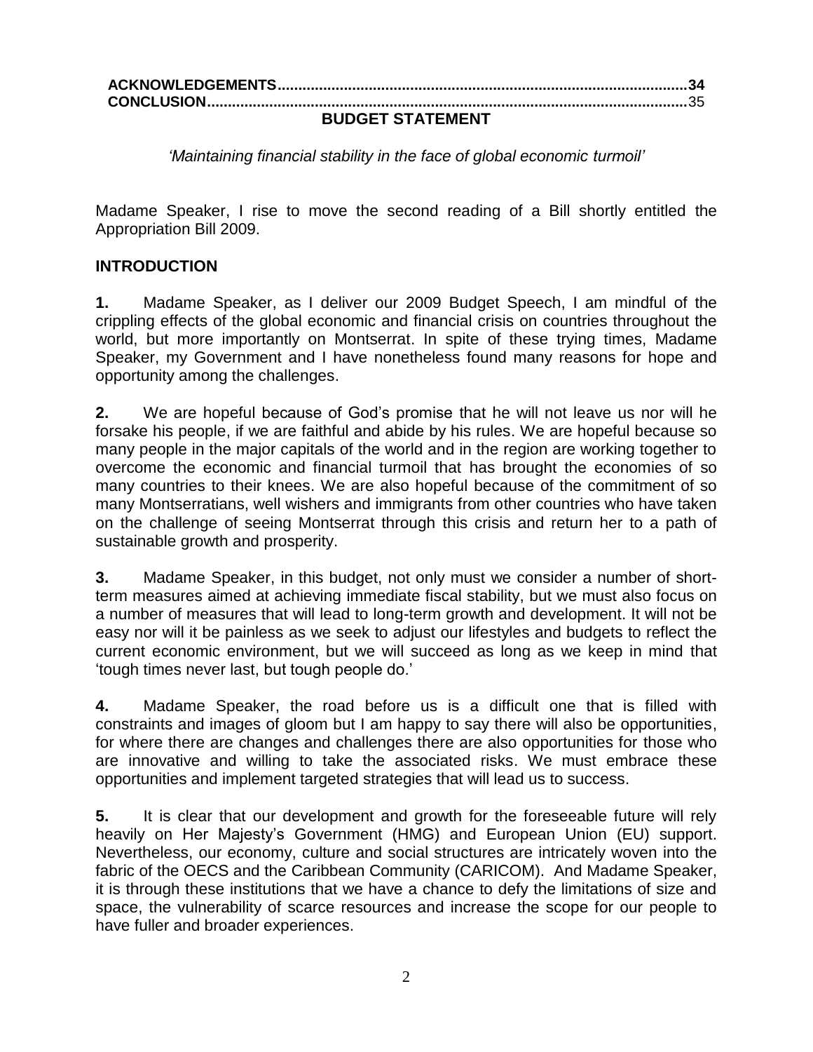**ACKNOWLEDGEMENTS..................................................................................................34**
**CONCLUSION...................................................................................................................**35

# BUDGET STATEMENT

*'Maintaining financial stability in the face of global economic turmoil'*

Madame Speaker, I rise to move the second reading of a Bill shortly entitled the Appropriation Bill 2009.

## INTRODUCTION

**1.** Madame Speaker, as I deliver our 2009 Budget Speech, I am mindful of the crippling effects of the global economic and financial crisis on countries throughout the world, but more importantly on Montserrat. In spite of these trying times, Madame Speaker, my Government and I have nonetheless found many reasons for hope and opportunity among the challenges.

**2.** We are hopeful because of God's promise that he will not leave us nor will he forsake his people, if we are faithful and abide by his rules. We are hopeful because so many people in the major capitals of the world and in the region are working together to overcome the economic and financial turmoil that has brought the economies of so many countries to their knees. We are also hopeful because of the commitment of so many Montserratians, well wishers and immigrants from other countries who have taken on the challenge of seeing Montserrat through this crisis and return her to a path of sustainable growth and prosperity.

**3.** Madame Speaker, in this budget, not only must we consider a number of short-term measures aimed at achieving immediate fiscal stability, but we must also focus on a number of measures that will lead to long-term growth and development. It will not be easy nor will it be painless as we seek to adjust our lifestyles and budgets to reflect the current economic environment, but we will succeed as long as we keep in mind that 'tough times never last, but tough people do.'

**4.** Madame Speaker, the road before us is a difficult one that is filled with constraints and images of gloom but I am happy to say there will also be opportunities, for where there are changes and challenges there are also opportunities for those who are innovative and willing to take the associated risks. We must embrace these opportunities and implement targeted strategies that will lead us to success.

**5.** It is clear that our development and growth for the foreseeable future will rely heavily on Her Majesty's Government (HMG) and European Union (EU) support. Nevertheless, our economy, culture and social structures are intricately woven into the fabric of the OECS and the Caribbean Community (CARICOM). And Madame Speaker, it is through these institutions that we have a chance to defy the limitations of size and space, the vulnerability of scarce resources and increase the scope for our people to have fuller and broader experiences.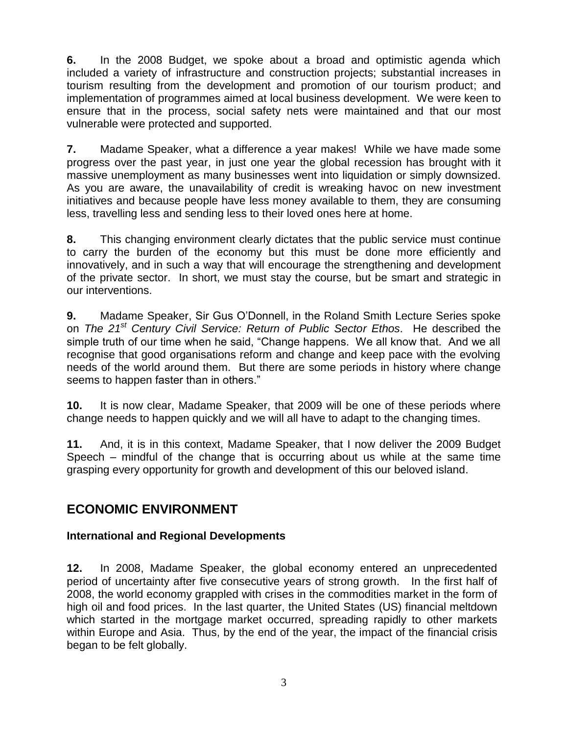**6.** In the 2008 Budget, we spoke about a broad and optimistic agenda which included a variety of infrastructure and construction projects; substantial increases in tourism resulting from the development and promotion of our tourism product; and implementation of programmes aimed at local business development. We were keen to ensure that in the process, social safety nets were maintained and that our most vulnerable were protected and supported.

**7.** Madame Speaker, what a difference a year makes! While we have made some progress over the past year, in just one year the global recession has brought with it massive unemployment as many businesses went into liquidation or simply downsized. As you are aware, the unavailability of credit is wreaking havoc on new investment initiatives and because people have less money available to them, they are consuming less, travelling less and sending less to their loved ones here at home.

**8.** This changing environment clearly dictates that the public service must continue to carry the burden of the economy but this must be done more efficiently and innovatively, and in such a way that will encourage the strengthening and development of the private sector. In short, we must stay the course, but be smart and strategic in our interventions.

**9.** Madame Speaker, Sir Gus O'Donnell, in the Roland Smith Lecture Series spoke on *The 21st Century Civil Service: Return of Public Sector Ethos*. He described the simple truth of our time when he said, "Change happens. We all know that. And we all recognise that good organisations reform and change and keep pace with the evolving needs of the world around them. But there are some periods in history where change seems to happen faster than in others."

**10.** It is now clear, Madame Speaker, that 2009 will be one of these periods where change needs to happen quickly and we will all have to adapt to the changing times.

**11.** And, it is in this context, Madame Speaker, that I now deliver the 2009 Budget Speech – mindful of the change that is occurring about us while at the same time grasping every opportunity for growth and development of this our beloved island.

## ECONOMIC ENVIRONMENT

### International and Regional Developments

**12.** In 2008, Madame Speaker, the global economy entered an unprecedented period of uncertainty after five consecutive years of strong growth. In the first half of 2008, the world economy grappled with crises in the commodities market in the form of high oil and food prices. In the last quarter, the United States (US) financial meltdown which started in the mortgage market occurred, spreading rapidly to other markets within Europe and Asia. Thus, by the end of the year, the impact of the financial crisis began to be felt globally.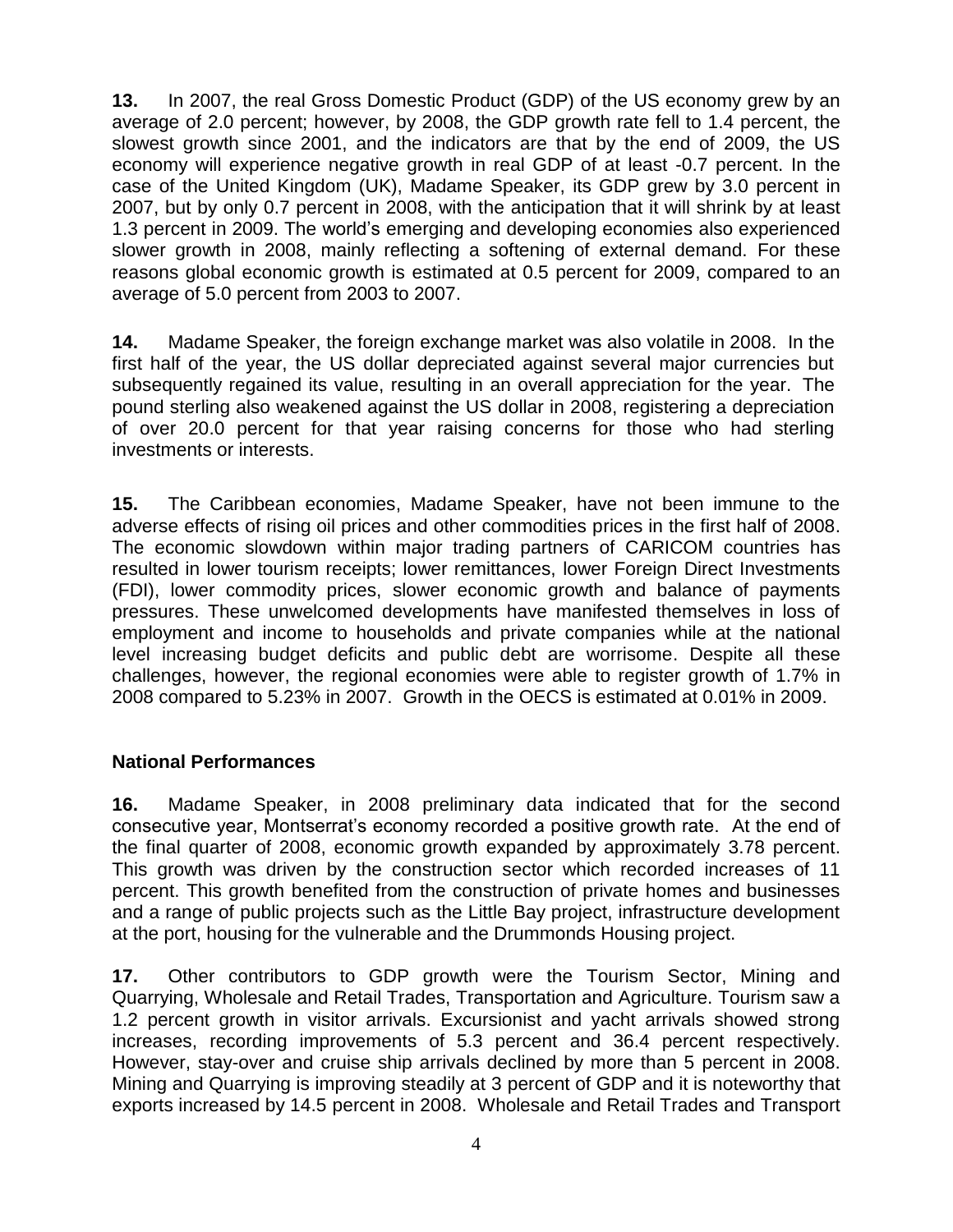**13.** In 2007, the real Gross Domestic Product (GDP) of the US economy grew by an average of 2.0 percent; however, by 2008, the GDP growth rate fell to 1.4 percent, the slowest growth since 2001, and the indicators are that by the end of 2009, the US economy will experience negative growth in real GDP of at least -0.7 percent. In the case of the United Kingdom (UK), Madame Speaker, its GDP grew by 3.0 percent in 2007, but by only 0.7 percent in 2008, with the anticipation that it will shrink by at least 1.3 percent in 2009. The world's emerging and developing economies also experienced slower growth in 2008, mainly reflecting a softening of external demand. For these reasons global economic growth is estimated at 0.5 percent for 2009, compared to an average of 5.0 percent from 2003 to 2007.

**14.** Madame Speaker, the foreign exchange market was also volatile in 2008. In the first half of the year, the US dollar depreciated against several major currencies but subsequently regained its value, resulting in an overall appreciation for the year. The pound sterling also weakened against the US dollar in 2008, registering a depreciation of over 20.0 percent for that year raising concerns for those who had sterling investments or interests.

**15.** The Caribbean economies, Madame Speaker, have not been immune to the adverse effects of rising oil prices and other commodities prices in the first half of 2008. The economic slowdown within major trading partners of CARICOM countries has resulted in lower tourism receipts; lower remittances, lower Foreign Direct Investments (FDI), lower commodity prices, slower economic growth and balance of payments pressures. These unwelcomed developments have manifested themselves in loss of employment and income to households and private companies while at the national level increasing budget deficits and public debt are worrisome. Despite all these challenges, however, the regional economies were able to register growth of 1.7% in 2008 compared to 5.23% in 2007. Growth in the OECS is estimated at 0.01% in 2009.

**National Performances**

**16.** Madame Speaker, in 2008 preliminary data indicated that for the second consecutive year, Montserrat's economy recorded a positive growth rate. At the end of the final quarter of 2008, economic growth expanded by approximately 3.78 percent. This growth was driven by the construction sector which recorded increases of 11 percent. This growth benefited from the construction of private homes and businesses and a range of public projects such as the Little Bay project, infrastructure development at the port, housing for the vulnerable and the Drummonds Housing project.

**17.** Other contributors to GDP growth were the Tourism Sector, Mining and Quarrying, Wholesale and Retail Trades, Transportation and Agriculture. Tourism saw a 1.2 percent growth in visitor arrivals. Excursionist and yacht arrivals showed strong increases, recording improvements of 5.3 percent and 36.4 percent respectively. However, stay-over and cruise ship arrivals declined by more than 5 percent in 2008. Mining and Quarrying is improving steadily at 3 percent of GDP and it is noteworthy that exports increased by 14.5 percent in 2008. Wholesale and Retail Trades and Transport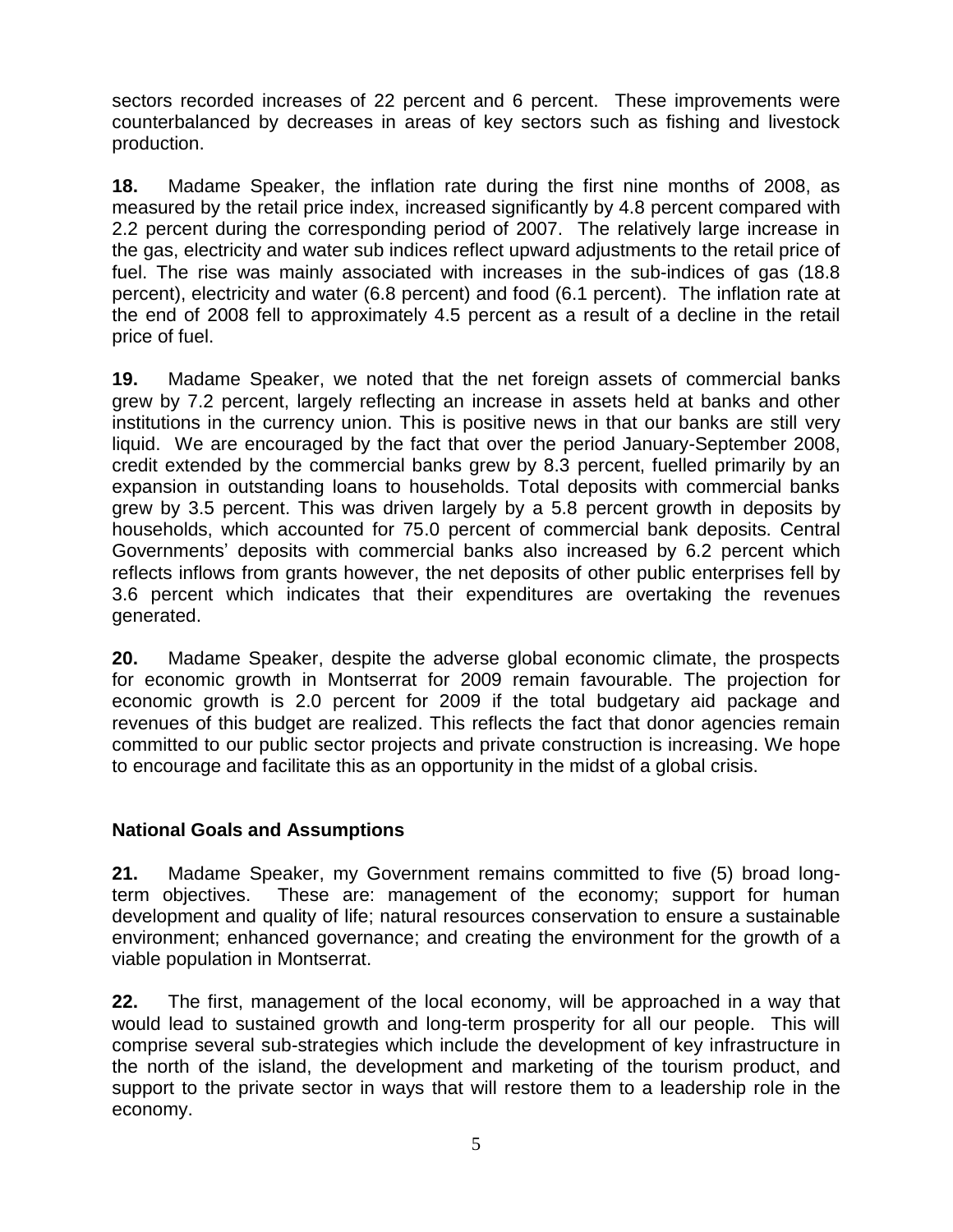sectors recorded increases of 22 percent and 6 percent. These improvements were counterbalanced by decreases in areas of key sectors such as fishing and livestock production.

**18.** Madame Speaker, the inflation rate during the first nine months of 2008, as measured by the retail price index, increased significantly by 4.8 percent compared with 2.2 percent during the corresponding period of 2007. The relatively large increase in the gas, electricity and water sub indices reflect upward adjustments to the retail price of fuel. The rise was mainly associated with increases in the sub-indices of gas (18.8 percent), electricity and water (6.8 percent) and food (6.1 percent). The inflation rate at the end of 2008 fell to approximately 4.5 percent as a result of a decline in the retail price of fuel.

**19.** Madame Speaker, we noted that the net foreign assets of commercial banks grew by 7.2 percent, largely reflecting an increase in assets held at banks and other institutions in the currency union. This is positive news in that our banks are still very liquid. We are encouraged by the fact that over the period January-September 2008, credit extended by the commercial banks grew by 8.3 percent, fuelled primarily by an expansion in outstanding loans to households. Total deposits with commercial banks grew by 3.5 percent. This was driven largely by a 5.8 percent growth in deposits by households, which accounted for 75.0 percent of commercial bank deposits. Central Governments' deposits with commercial banks also increased by 6.2 percent which reflects inflows from grants however, the net deposits of other public enterprises fell by 3.6 percent which indicates that their expenditures are overtaking the revenues generated.

**20.** Madame Speaker, despite the adverse global economic climate, the prospects for economic growth in Montserrat for 2009 remain favourable. The projection for economic growth is 2.0 percent for 2009 if the total budgetary aid package and revenues of this budget are realized. This reflects the fact that donor agencies remain committed to our public sector projects and private construction is increasing. We hope to encourage and facilitate this as an opportunity in the midst of a global crisis.

## National Goals and Assumptions

**21.** Madame Speaker, my Government remains committed to five (5) broad long-term objectives. These are: management of the economy; support for human development and quality of life; natural resources conservation to ensure a sustainable environment; enhanced governance; and creating the environment for the growth of a viable population in Montserrat.

**22.** The first, management of the local economy, will be approached in a way that would lead to sustained growth and long-term prosperity for all our people. This will comprise several sub-strategies which include the development of key infrastructure in the north of the island, the development and marketing of the tourism product, and support to the private sector in ways that will restore them to a leadership role in the economy.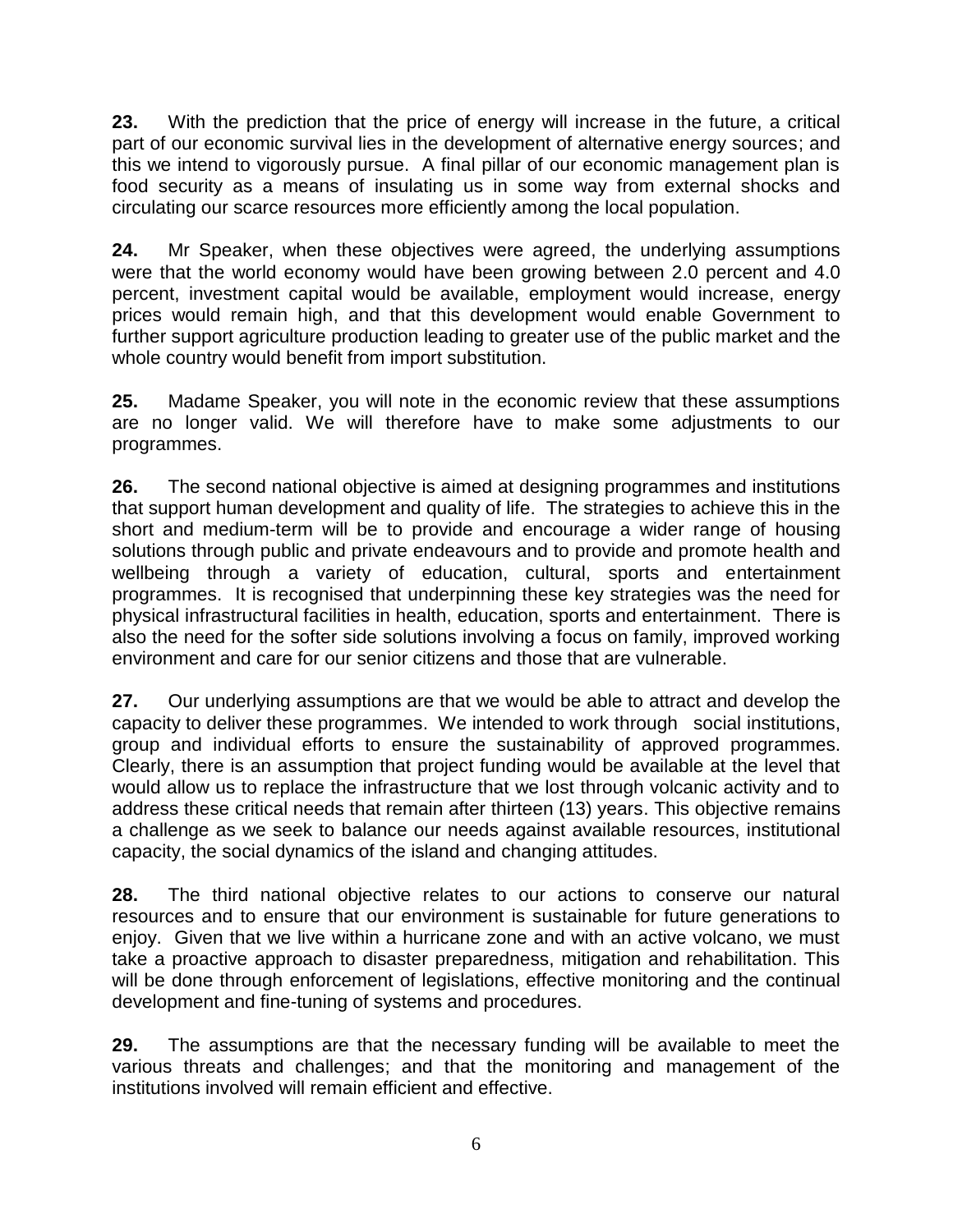**23.** With the prediction that the price of energy will increase in the future, a critical part of our economic survival lies in the development of alternative energy sources; and this we intend to vigorously pursue. A final pillar of our economic management plan is food security as a means of insulating us in some way from external shocks and circulating our scarce resources more efficiently among the local population.

**24.** Mr Speaker, when these objectives were agreed, the underlying assumptions were that the world economy would have been growing between 2.0 percent and 4.0 percent, investment capital would be available, employment would increase, energy prices would remain high, and that this development would enable Government to further support agriculture production leading to greater use of the public market and the whole country would benefit from import substitution.

**25.** Madame Speaker, you will note in the economic review that these assumptions are no longer valid. We will therefore have to make some adjustments to our programmes.

**26.** The second national objective is aimed at designing programmes and institutions that support human development and quality of life. The strategies to achieve this in the short and medium-term will be to provide and encourage a wider range of housing solutions through public and private endeavours and to provide and promote health and wellbeing through a variety of education, cultural, sports and entertainment programmes. It is recognised that underpinning these key strategies was the need for physical infrastructural facilities in health, education, sports and entertainment. There is also the need for the softer side solutions involving a focus on family, improved working environment and care for our senior citizens and those that are vulnerable.

**27.** Our underlying assumptions are that we would be able to attract and develop the capacity to deliver these programmes. We intended to work through social institutions, group and individual efforts to ensure the sustainability of approved programmes. Clearly, there is an assumption that project funding would be available at the level that would allow us to replace the infrastructure that we lost through volcanic activity and to address these critical needs that remain after thirteen (13) years. This objective remains a challenge as we seek to balance our needs against available resources, institutional capacity, the social dynamics of the island and changing attitudes.

**28.** The third national objective relates to our actions to conserve our natural resources and to ensure that our environment is sustainable for future generations to enjoy. Given that we live within a hurricane zone and with an active volcano, we must take a proactive approach to disaster preparedness, mitigation and rehabilitation. This will be done through enforcement of legislations, effective monitoring and the continual development and fine-tuning of systems and procedures.

**29.** The assumptions are that the necessary funding will be available to meet the various threats and challenges; and that the monitoring and management of the institutions involved will remain efficient and effective.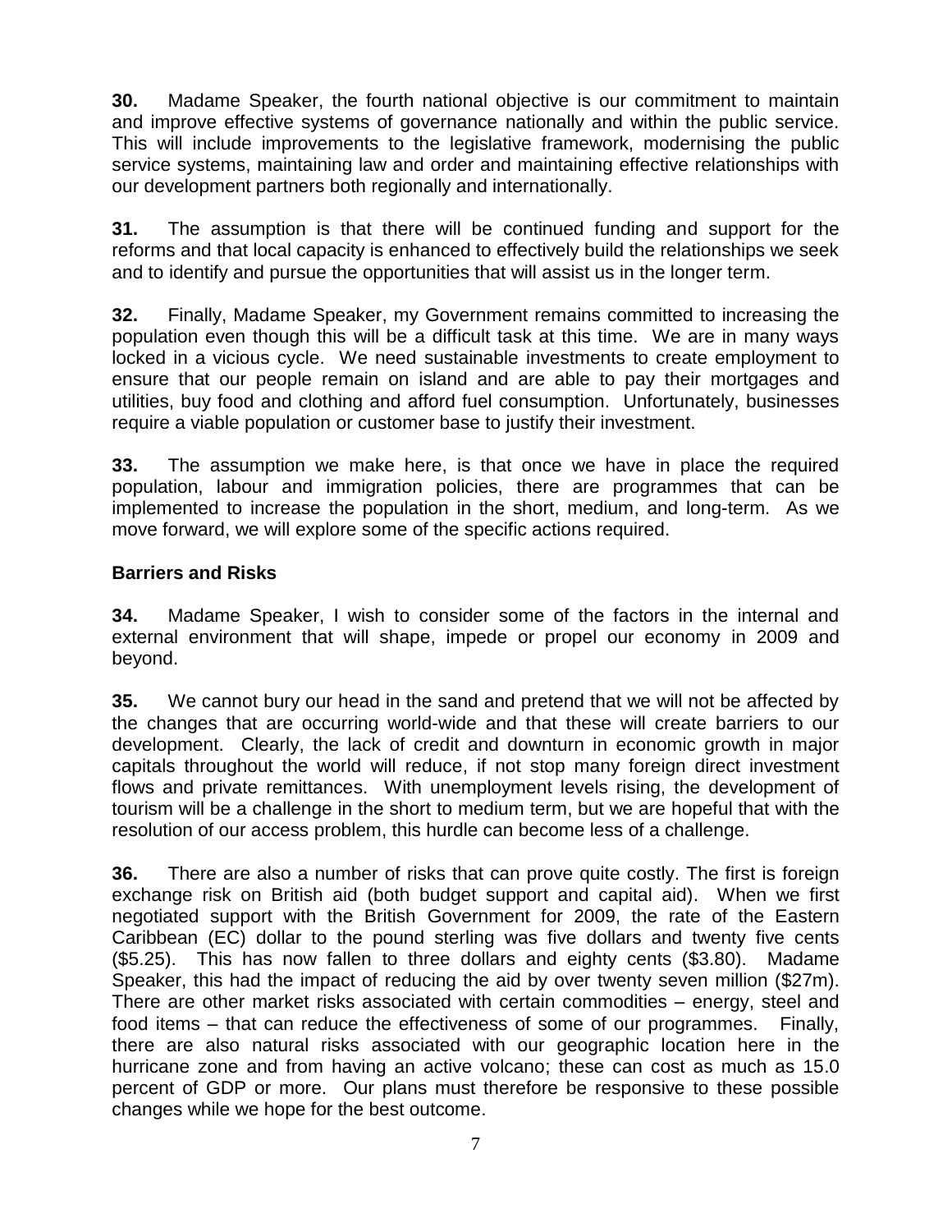**30.** Madame Speaker, the fourth national objective is our commitment to maintain and improve effective systems of governance nationally and within the public service. This will include improvements to the legislative framework, modernising the public service systems, maintaining law and order and maintaining effective relationships with our development partners both regionally and internationally.

**31.** The assumption is that there will be continued funding and support for the reforms and that local capacity is enhanced to effectively build the relationships we seek and to identify and pursue the opportunities that will assist us in the longer term.

**32.** Finally, Madame Speaker, my Government remains committed to increasing the population even though this will be a difficult task at this time. We are in many ways locked in a vicious cycle. We need sustainable investments to create employment to ensure that our people remain on island and are able to pay their mortgages and utilities, buy food and clothing and afford fuel consumption. Unfortunately, businesses require a viable population or customer base to justify their investment.

**33.** The assumption we make here, is that once we have in place the required population, labour and immigration policies, there are programmes that can be implemented to increase the population in the short, medium, and long-term. As we move forward, we will explore some of the specific actions required.

**Barriers and Risks**

**34.** Madame Speaker, I wish to consider some of the factors in the internal and external environment that will shape, impede or propel our economy in 2009 and beyond.

**35.** We cannot bury our head in the sand and pretend that we will not be affected by the changes that are occurring world-wide and that these will create barriers to our development. Clearly, the lack of credit and downturn in economic growth in major capitals throughout the world will reduce, if not stop many foreign direct investment flows and private remittances. With unemployment levels rising, the development of tourism will be a challenge in the short to medium term, but we are hopeful that with the resolution of our access problem, this hurdle can become less of a challenge.

**36.** There are also a number of risks that can prove quite costly. The first is foreign exchange risk on British aid (both budget support and capital aid). When we first negotiated support with the British Government for 2009, the rate of the Eastern Caribbean (EC) dollar to the pound sterling was five dollars and twenty five cents ($5.25). This has now fallen to three dollars and eighty cents ($3.80). Madame Speaker, this had the impact of reducing the aid by over twenty seven million ($27m). There are other market risks associated with certain commodities – energy, steel and food items – that can reduce the effectiveness of some of our programmes. Finally, there are also natural risks associated with our geographic location here in the hurricane zone and from having an active volcano; these can cost as much as 15.0 percent of GDP or more. Our plans must therefore be responsive to these possible changes while we hope for the best outcome.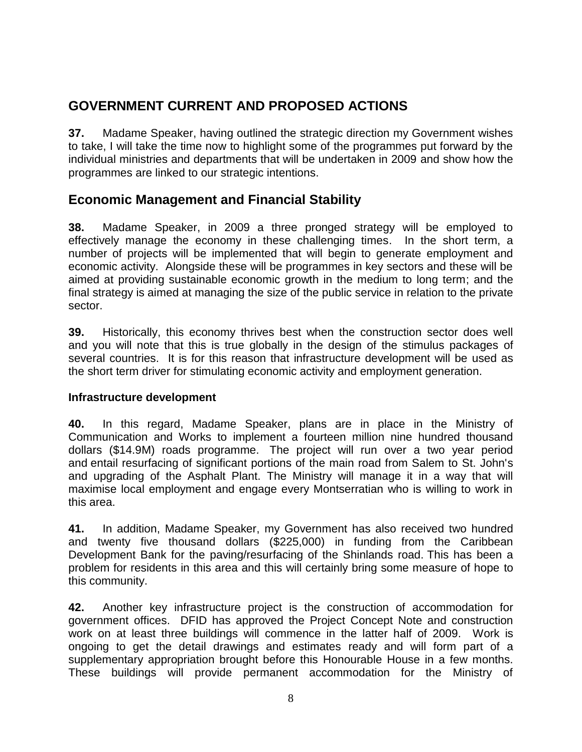## GOVERNMENT CURRENT AND PROPOSED ACTIONS

**37.** Madame Speaker, having outlined the strategic direction my Government wishes to take, I will take the time now to highlight some of the programmes put forward by the individual ministries and departments that will be undertaken in 2009 and show how the programmes are linked to our strategic intentions.

## Economic Management and Financial Stability

**38.** Madame Speaker, in 2009 a three pronged strategy will be employed to effectively manage the economy in these challenging times. In the short term, a number of projects will be implemented that will begin to generate employment and economic activity. Alongside these will be programmes in key sectors and these will be aimed at providing sustainable economic growth in the medium to long term; and the final strategy is aimed at managing the size of the public service in relation to the private sector.

**39.** Historically, this economy thrives best when the construction sector does well and you will note that this is true globally in the design of the stimulus packages of several countries. It is for this reason that infrastructure development will be used as the short term driver for stimulating economic activity and employment generation.

### Infrastructure development

**40.** In this regard, Madame Speaker, plans are in place in the Ministry of Communication and Works to implement a fourteen million nine hundred thousand dollars ($14.9M) roads programme. The project will run over a two year period and entail resurfacing of significant portions of the main road from Salem to St. John's and upgrading of the Asphalt Plant. The Ministry will manage it in a way that will maximise local employment and engage every Montserratian who is willing to work in this area.

**41.** In addition, Madame Speaker, my Government has also received two hundred and twenty five thousand dollars ($225,000) in funding from the Caribbean Development Bank for the paving/resurfacing of the Shinlands road. This has been a problem for residents in this area and this will certainly bring some measure of hope to this community.

**42.** Another key infrastructure project is the construction of accommodation for government offices. DFID has approved the Project Concept Note and construction work on at least three buildings will commence in the latter half of 2009. Work is ongoing to get the detail drawings and estimates ready and will form part of a supplementary appropriation brought before this Honourable House in a few months. These buildings will provide permanent accommodation for the Ministry of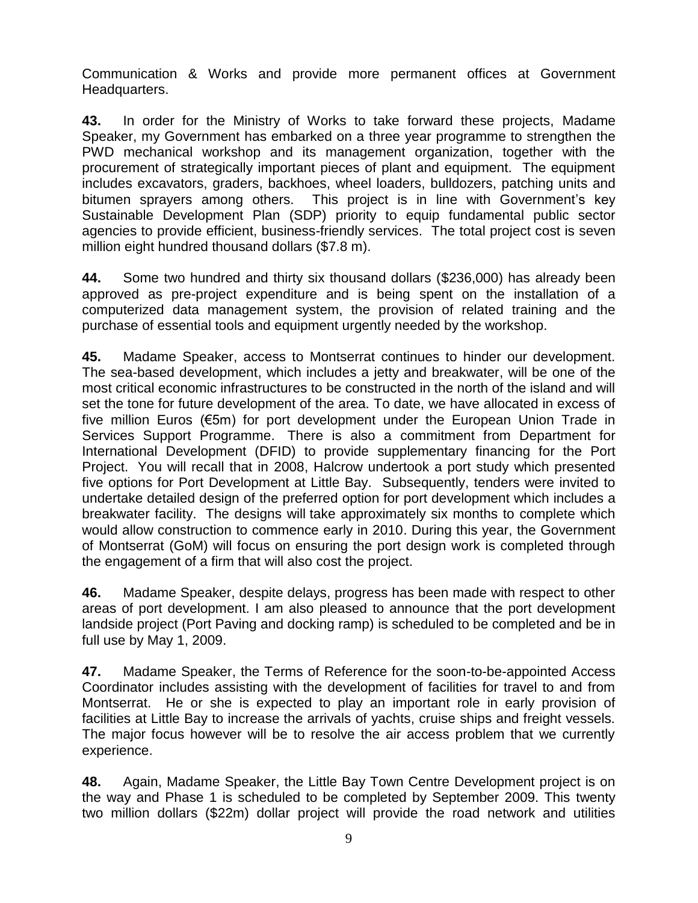Communication & Works and provide more permanent offices at Government Headquarters.

**43.** In order for the Ministry of Works to take forward these projects, Madame Speaker, my Government has embarked on a three year programme to strengthen the PWD mechanical workshop and its management organization, together with the procurement of strategically important pieces of plant and equipment. The equipment includes excavators, graders, backhoes, wheel loaders, bulldozers, patching units and bitumen sprayers among others. This project is in line with Government's key Sustainable Development Plan (SDP) priority to equip fundamental public sector agencies to provide efficient, business-friendly services. The total project cost is seven million eight hundred thousand dollars ($7.8 m).

**44.** Some two hundred and thirty six thousand dollars ($236,000) has already been approved as pre-project expenditure and is being spent on the installation of a computerized data management system, the provision of related training and the purchase of essential tools and equipment urgently needed by the workshop.

**45.** Madame Speaker, access to Montserrat continues to hinder our development. The sea-based development, which includes a jetty and breakwater, will be one of the most critical economic infrastructures to be constructed in the north of the island and will set the tone for future development of the area. To date, we have allocated in excess of five million Euros (€5m) for port development under the European Union Trade in Services Support Programme. There is also a commitment from Department for International Development (DFID) to provide supplementary financing for the Port Project. You will recall that in 2008, Halcrow undertook a port study which presented five options for Port Development at Little Bay. Subsequently, tenders were invited to undertake detailed design of the preferred option for port development which includes a breakwater facility. The designs will take approximately six months to complete which would allow construction to commence early in 2010. During this year, the Government of Montserrat (GoM) will focus on ensuring the port design work is completed through the engagement of a firm that will also cost the project.

**46.** Madame Speaker, despite delays, progress has been made with respect to other areas of port development. I am also pleased to announce that the port development landside project (Port Paving and docking ramp) is scheduled to be completed and be in full use by May 1, 2009.

**47.** Madame Speaker, the Terms of Reference for the soon-to-be-appointed Access Coordinator includes assisting with the development of facilities for travel to and from Montserrat. He or she is expected to play an important role in early provision of facilities at Little Bay to increase the arrivals of yachts, cruise ships and freight vessels. The major focus however will be to resolve the air access problem that we currently experience.

**48.** Again, Madame Speaker, the Little Bay Town Centre Development project is on the way and Phase 1 is scheduled to be completed by September 2009. This twenty two million dollars ($22m) dollar project will provide the road network and utilities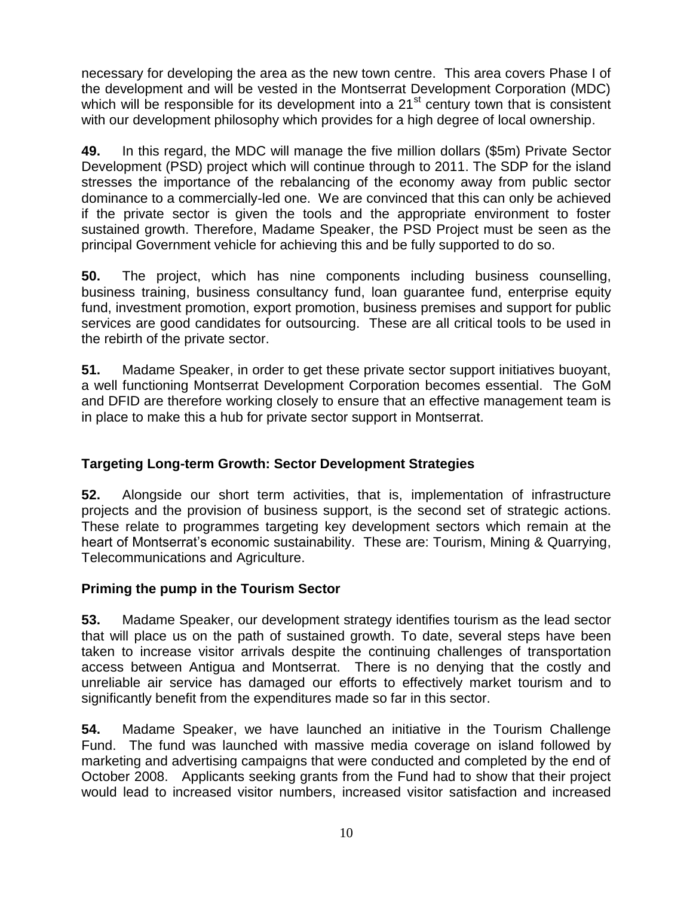necessary for developing the area as the new town centre. This area covers Phase I of the development and will be vested in the Montserrat Development Corporation (MDC) which will be responsible for its development into a 21st century town that is consistent with our development philosophy which provides for a high degree of local ownership.

**49.** In this regard, the MDC will manage the five million dollars ($5m) Private Sector Development (PSD) project which will continue through to 2011. The SDP for the island stresses the importance of the rebalancing of the economy away from public sector dominance to a commercially-led one. We are convinced that this can only be achieved if the private sector is given the tools and the appropriate environment to foster sustained growth. Therefore, Madame Speaker, the PSD Project must be seen as the principal Government vehicle for achieving this and be fully supported to do so.

**50.** The project, which has nine components including business counselling, business training, business consultancy fund, loan guarantee fund, enterprise equity fund, investment promotion, export promotion, business premises and support for public services are good candidates for outsourcing. These are all critical tools to be used in the rebirth of the private sector.

**51.** Madame Speaker, in order to get these private sector support initiatives buoyant, a well functioning Montserrat Development Corporation becomes essential. The GoM and DFID are therefore working closely to ensure that an effective management team is in place to make this a hub for private sector support in Montserrat.

## Targeting Long-term Growth: Sector Development Strategies

**52.** Alongside our short term activities, that is, implementation of infrastructure projects and the provision of business support, is the second set of strategic actions. These relate to programmes targeting key development sectors which remain at the heart of Montserrat's economic sustainability. These are: Tourism, Mining & Quarrying, Telecommunications and Agriculture.

## Priming the pump in the Tourism Sector

**53.** Madame Speaker, our development strategy identifies tourism as the lead sector that will place us on the path of sustained growth. To date, several steps have been taken to increase visitor arrivals despite the continuing challenges of transportation access between Antigua and Montserrat. There is no denying that the costly and unreliable air service has damaged our efforts to effectively market tourism and to significantly benefit from the expenditures made so far in this sector.

**54.** Madame Speaker, we have launched an initiative in the Tourism Challenge Fund. The fund was launched with massive media coverage on island followed by marketing and advertising campaigns that were conducted and completed by the end of October 2008. Applicants seeking grants from the Fund had to show that their project would lead to increased visitor numbers, increased visitor satisfaction and increased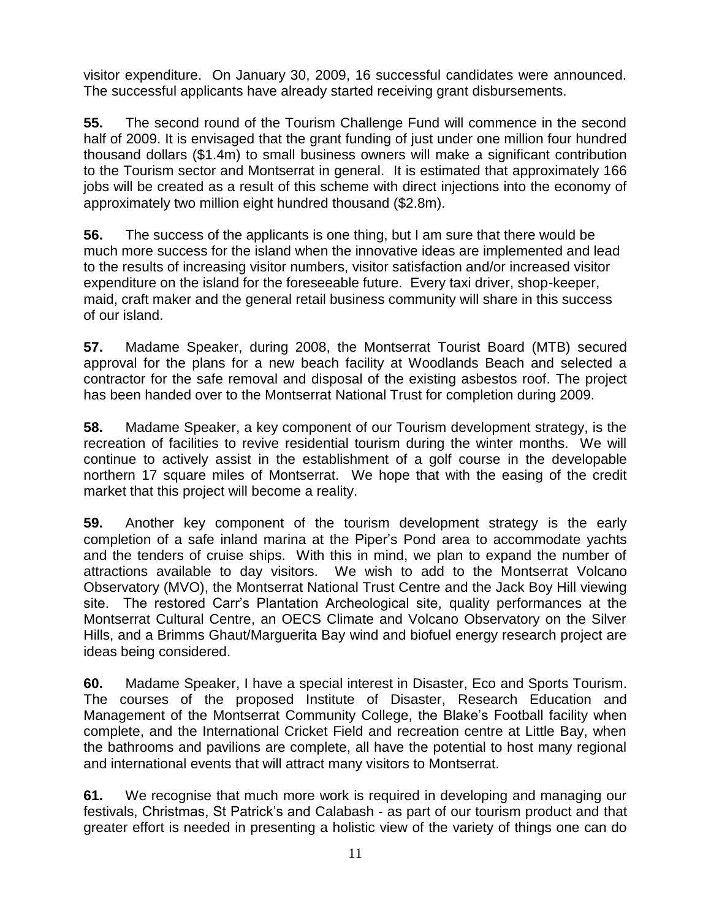visitor expenditure. On January 30, 2009, 16 successful candidates were announced. The successful applicants have already started receiving grant disbursements.

**55.** The second round of the Tourism Challenge Fund will commence in the second half of 2009. It is envisaged that the grant funding of just under one million four hundred thousand dollars ($1.4m) to small business owners will make a significant contribution to the Tourism sector and Montserrat in general. It is estimated that approximately 166 jobs will be created as a result of this scheme with direct injections into the economy of approximately two million eight hundred thousand ($2.8m).

**56.** The success of the applicants is one thing, but I am sure that there would be much more success for the island when the innovative ideas are implemented and lead to the results of increasing visitor numbers, visitor satisfaction and/or increased visitor expenditure on the island for the foreseeable future. Every taxi driver, shop-keeper, maid, craft maker and the general retail business community will share in this success of our island.

**57.** Madame Speaker, during 2008, the Montserrat Tourist Board (MTB) secured approval for the plans for a new beach facility at Woodlands Beach and selected a contractor for the safe removal and disposal of the existing asbestos roof. The project has been handed over to the Montserrat National Trust for completion during 2009.

**58.** Madame Speaker, a key component of our Tourism development strategy, is the recreation of facilities to revive residential tourism during the winter months. We will continue to actively assist in the establishment of a golf course in the developable northern 17 square miles of Montserrat. We hope that with the easing of the credit market that this project will become a reality.

**59.** Another key component of the tourism development strategy is the early completion of a safe inland marina at the Piper's Pond area to accommodate yachts and the tenders of cruise ships. With this in mind, we plan to expand the number of attractions available to day visitors. We wish to add to the Montserrat Volcano Observatory (MVO), the Montserrat National Trust Centre and the Jack Boy Hill viewing site. The restored Carr's Plantation Archeological site, quality performances at the Montserrat Cultural Centre, an OECS Climate and Volcano Observatory on the Silver Hills, and a Brimms Ghaut/Marguerita Bay wind and biofuel energy research project are ideas being considered.

**60.** Madame Speaker, I have a special interest in Disaster, Eco and Sports Tourism. The courses of the proposed Institute of Disaster, Research Education and Management of the Montserrat Community College, the Blake's Football facility when complete, and the International Cricket Field and recreation centre at Little Bay, when the bathrooms and pavilions are complete, all have the potential to host many regional and international events that will attract many visitors to Montserrat.

**61.** We recognise that much more work is required in developing and managing our festivals, Christmas, St Patrick's and Calabash - as part of our tourism product and that greater effort is needed in presenting a holistic view of the variety of things one can do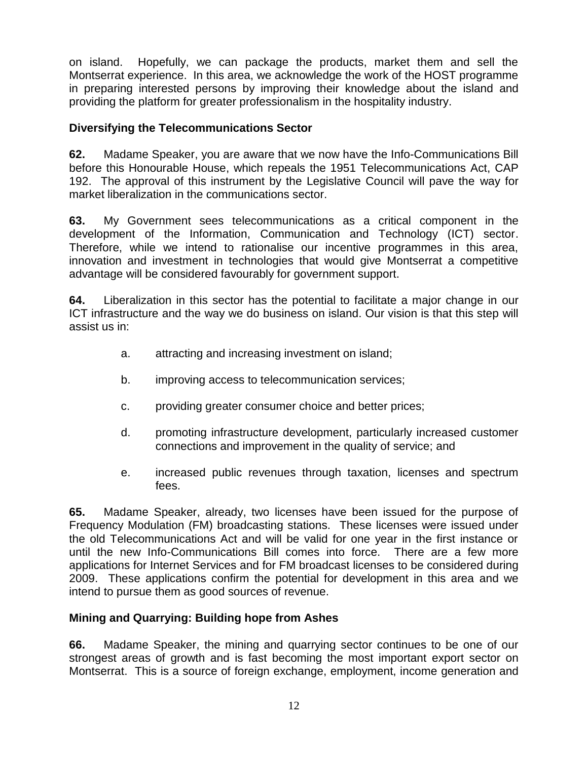on island. Hopefully, we can package the products, market them and sell the Montserrat experience. In this area, we acknowledge the work of the HOST programme in preparing interested persons by improving their knowledge about the island and providing the platform for greater professionalism in the hospitality industry.

### Diversifying the Telecommunications Sector

**62.** Madame Speaker, you are aware that we now have the Info-Communications Bill before this Honourable House, which repeals the 1951 Telecommunications Act, CAP 192. The approval of this instrument by the Legislative Council will pave the way for market liberalization in the communications sector.

**63.** My Government sees telecommunications as a critical component in the development of the Information, Communication and Technology (ICT) sector. Therefore, while we intend to rationalise our incentive programmes in this area, innovation and investment in technologies that would give Montserrat a competitive advantage will be considered favourably for government support.

**64.** Liberalization in this sector has the potential to facilitate a major change in our ICT infrastructure and the way we do business on island. Our vision is that this step will assist us in:

a. attracting and increasing investment on island;

b. improving access to telecommunication services;

c. providing greater consumer choice and better prices;

d. promoting infrastructure development, particularly increased customer connections and improvement in the quality of service; and

e. increased public revenues through taxation, licenses and spectrum fees.

**65.** Madame Speaker, already, two licenses have been issued for the purpose of Frequency Modulation (FM) broadcasting stations. These licenses were issued under the old Telecommunications Act and will be valid for one year in the first instance or until the new Info-Communications Bill comes into force. There are a few more applications for Internet Services and for FM broadcast licenses to be considered during 2009. These applications confirm the potential for development in this area and we intend to pursue them as good sources of revenue.

### Mining and Quarrying: Building hope from Ashes

**66.** Madame Speaker, the mining and quarrying sector continues to be one of our strongest areas of growth and is fast becoming the most important export sector on Montserrat. This is a source of foreign exchange, employment, income generation and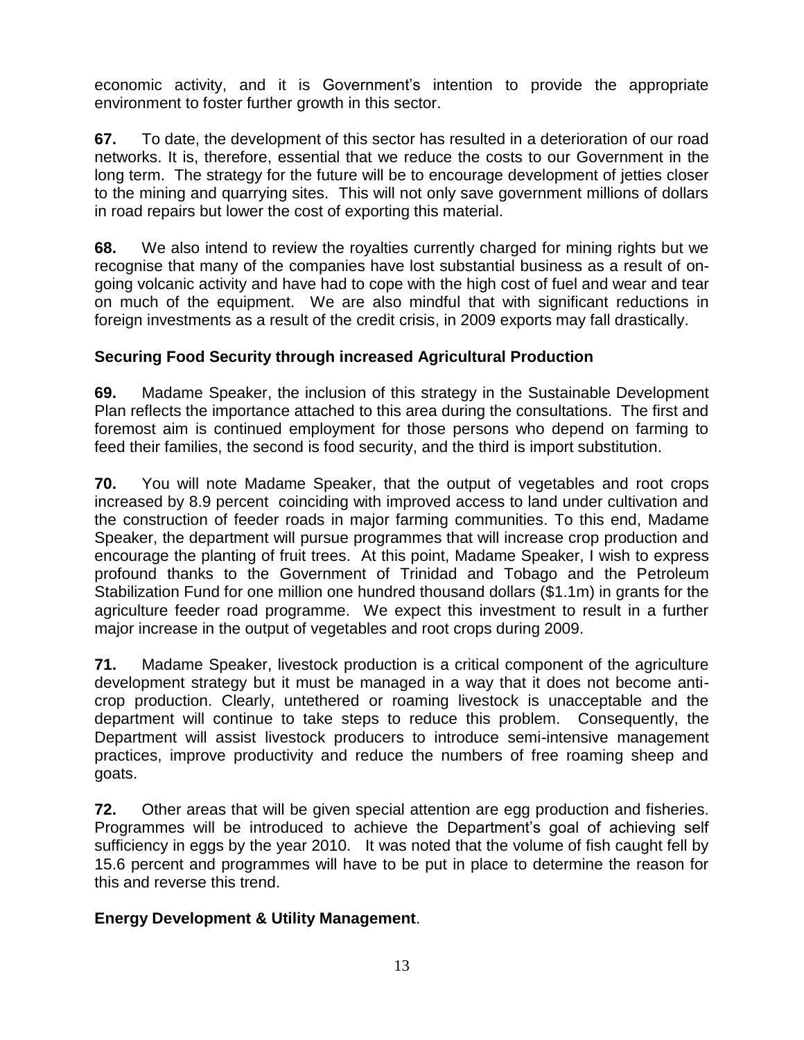economic activity, and it is Government's intention to provide the appropriate environment to foster further growth in this sector.

**67.** To date, the development of this sector has resulted in a deterioration of our road networks. It is, therefore, essential that we reduce the costs to our Government in the long term. The strategy for the future will be to encourage development of jetties closer to the mining and quarrying sites. This will not only save government millions of dollars in road repairs but lower the cost of exporting this material.

**68.** We also intend to review the royalties currently charged for mining rights but we recognise that many of the companies have lost substantial business as a result of on-going volcanic activity and have had to cope with the high cost of fuel and wear and tear on much of the equipment. We are also mindful that with significant reductions in foreign investments as a result of the credit crisis, in 2009 exports may fall drastically.

### Securing Food Security through increased Agricultural Production

**69.** Madame Speaker, the inclusion of this strategy in the Sustainable Development Plan reflects the importance attached to this area during the consultations. The first and foremost aim is continued employment for those persons who depend on farming to feed their families, the second is food security, and the third is import substitution.

**70.** You will note Madame Speaker, that the output of vegetables and root crops increased by 8.9 percent coinciding with improved access to land under cultivation and the construction of feeder roads in major farming communities. To this end, Madame Speaker, the department will pursue programmes that will increase crop production and encourage the planting of fruit trees. At this point, Madame Speaker, I wish to express profound thanks to the Government of Trinidad and Tobago and the Petroleum Stabilization Fund for one million one hundred thousand dollars ($1.1m) in grants for the agriculture feeder road programme. We expect this investment to result in a further major increase in the output of vegetables and root crops during 2009.

**71.** Madame Speaker, livestock production is a critical component of the agriculture development strategy but it must be managed in a way that it does not become anti-crop production. Clearly, untethered or roaming livestock is unacceptable and the department will continue to take steps to reduce this problem. Consequently, the Department will assist livestock producers to introduce semi-intensive management practices, improve productivity and reduce the numbers of free roaming sheep and goats.

**72.** Other areas that will be given special attention are egg production and fisheries. Programmes will be introduced to achieve the Department's goal of achieving self sufficiency in eggs by the year 2010. It was noted that the volume of fish caught fell by 15.6 percent and programmes will have to be put in place to determine the reason for this and reverse this trend.

### Energy Development & Utility Management.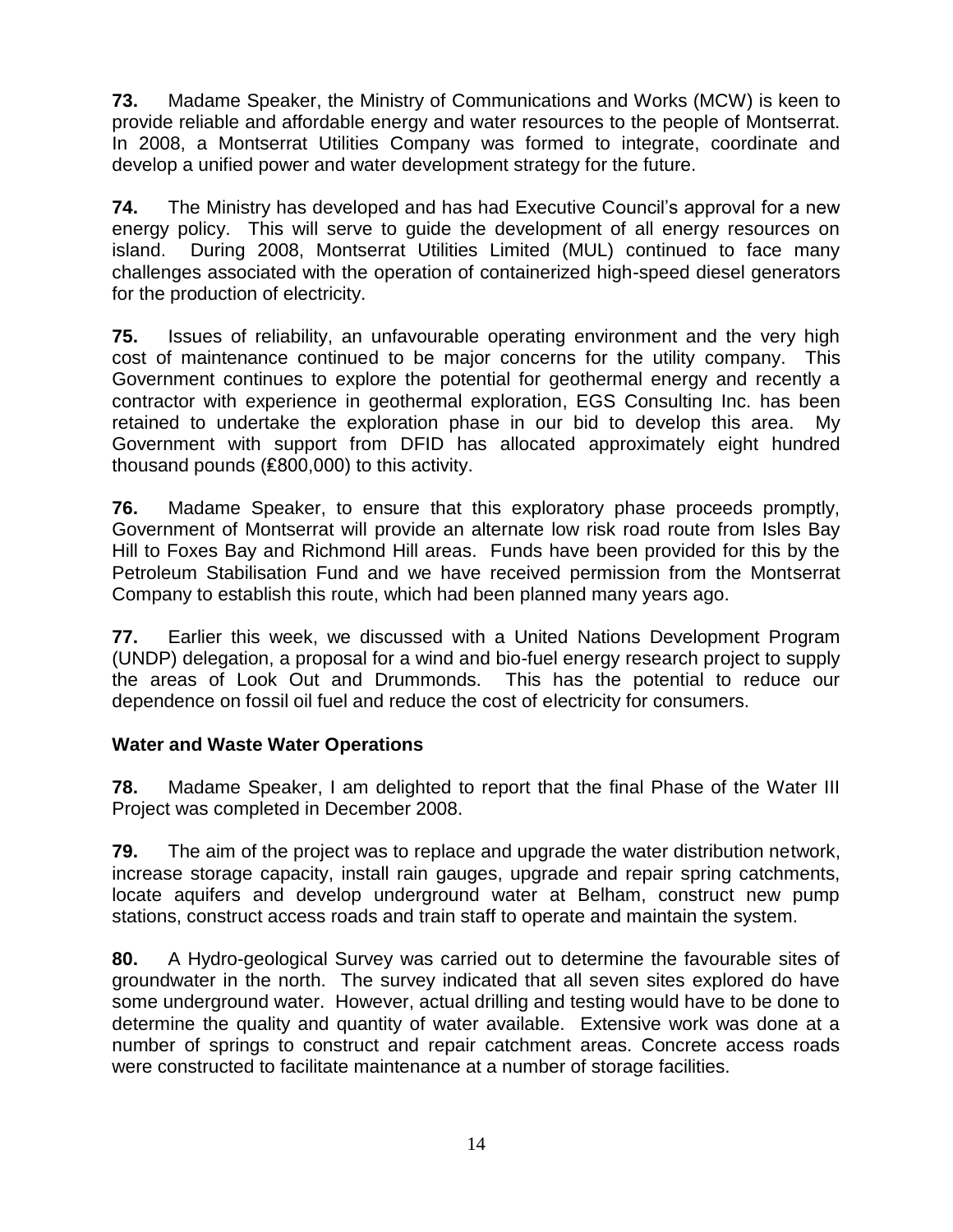**73.** Madame Speaker, the Ministry of Communications and Works (MCW) is keen to provide reliable and affordable energy and water resources to the people of Montserrat. In 2008, a Montserrat Utilities Company was formed to integrate, coordinate and develop a unified power and water development strategy for the future.

**74.** The Ministry has developed and has had Executive Council's approval for a new energy policy. This will serve to guide the development of all energy resources on island. During 2008, Montserrat Utilities Limited (MUL) continued to face many challenges associated with the operation of containerized high-speed diesel generators for the production of electricity.

**75.** Issues of reliability, an unfavourable operating environment and the very high cost of maintenance continued to be major concerns for the utility company. This Government continues to explore the potential for geothermal energy and recently a contractor with experience in geothermal exploration, EGS Consulting Inc. has been retained to undertake the exploration phase in our bid to develop this area. My Government with support from DFID has allocated approximately eight hundred thousand pounds (₤800,000) to this activity.

**76.** Madame Speaker, to ensure that this exploratory phase proceeds promptly, Government of Montserrat will provide an alternate low risk road route from Isles Bay Hill to Foxes Bay and Richmond Hill areas. Funds have been provided for this by the Petroleum Stabilisation Fund and we have received permission from the Montserrat Company to establish this route, which had been planned many years ago.

**77.** Earlier this week, we discussed with a United Nations Development Program (UNDP) delegation, a proposal for a wind and bio-fuel energy research project to supply the areas of Look Out and Drummonds. This has the potential to reduce our dependence on fossil oil fuel and reduce the cost of electricity for consumers.

## Water and Waste Water Operations

**78.** Madame Speaker, I am delighted to report that the final Phase of the Water III Project was completed in December 2008.

**79.** The aim of the project was to replace and upgrade the water distribution network, increase storage capacity, install rain gauges, upgrade and repair spring catchments, locate aquifers and develop underground water at Belham, construct new pump stations, construct access roads and train staff to operate and maintain the system.

**80.** A Hydro-geological Survey was carried out to determine the favourable sites of groundwater in the north. The survey indicated that all seven sites explored do have some underground water. However, actual drilling and testing would have to be done to determine the quality and quantity of water available. Extensive work was done at a number of springs to construct and repair catchment areas. Concrete access roads were constructed to facilitate maintenance at a number of storage facilities.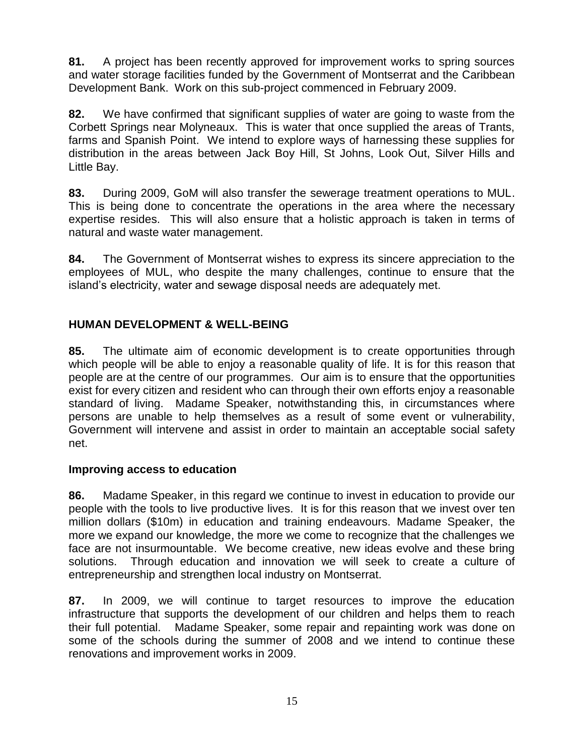**81.** A project has been recently approved for improvement works to spring sources and water storage facilities funded by the Government of Montserrat and the Caribbean Development Bank. Work on this sub-project commenced in February 2009.

**82.** We have confirmed that significant supplies of water are going to waste from the Corbett Springs near Molyneaux. This is water that once supplied the areas of Trants, farms and Spanish Point. We intend to explore ways of harnessing these supplies for distribution in the areas between Jack Boy Hill, St Johns, Look Out, Silver Hills and Little Bay.

**83.** During 2009, GoM will also transfer the sewerage treatment operations to MUL. This is being done to concentrate the operations in the area where the necessary expertise resides. This will also ensure that a holistic approach is taken in terms of natural and waste water management.

**84.** The Government of Montserrat wishes to express its sincere appreciation to the employees of MUL, who despite the many challenges, continue to ensure that the island's electricity, water and sewage disposal needs are adequately met.

## HUMAN DEVELOPMENT & WELL-BEING

**85.** The ultimate aim of economic development is to create opportunities through which people will be able to enjoy a reasonable quality of life. It is for this reason that people are at the centre of our programmes. Our aim is to ensure that the opportunities exist for every citizen and resident who can through their own efforts enjoy a reasonable standard of living. Madame Speaker, notwithstanding this, in circumstances where persons are unable to help themselves as a result of some event or vulnerability, Government will intervene and assist in order to maintain an acceptable social safety net.

### Improving access to education

**86.** Madame Speaker, in this regard we continue to invest in education to provide our people with the tools to live productive lives. It is for this reason that we invest over ten million dollars ($10m) in education and training endeavours. Madame Speaker, the more we expand our knowledge, the more we come to recognize that the challenges we face are not insurmountable. We become creative, new ideas evolve and these bring solutions. Through education and innovation we will seek to create a culture of entrepreneurship and strengthen local industry on Montserrat.

**87.** In 2009, we will continue to target resources to improve the education infrastructure that supports the development of our children and helps them to reach their full potential. Madame Speaker, some repair and repainting work was done on some of the schools during the summer of 2008 and we intend to continue these renovations and improvement works in 2009.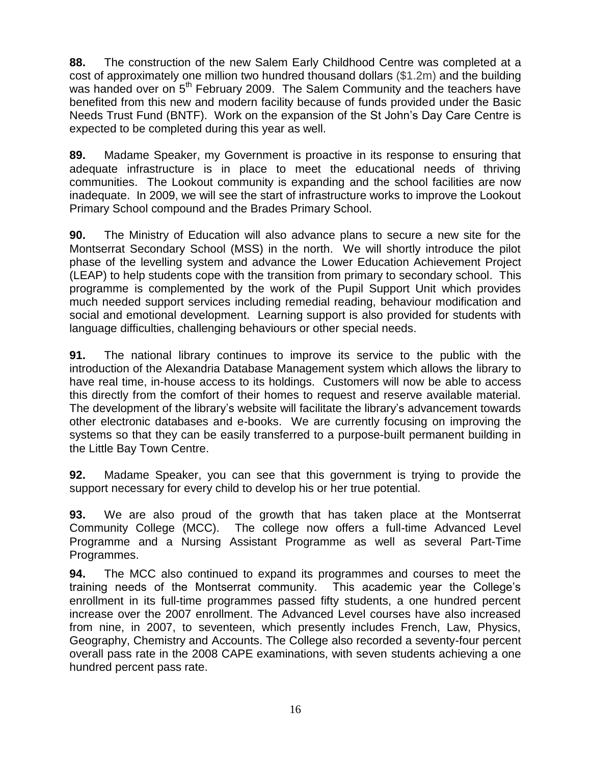**88.** The construction of the new Salem Early Childhood Centre was completed at a cost of approximately one million two hundred thousand dollars ($1.2m) and the building was handed over on 5th February 2009. The Salem Community and the teachers have benefited from this new and modern facility because of funds provided under the Basic Needs Trust Fund (BNTF). Work on the expansion of the St John's Day Care Centre is expected to be completed during this year as well.

**89.** Madame Speaker, my Government is proactive in its response to ensuring that adequate infrastructure is in place to meet the educational needs of thriving communities. The Lookout community is expanding and the school facilities are now inadequate. In 2009, we will see the start of infrastructure works to improve the Lookout Primary School compound and the Brades Primary School.

**90.** The Ministry of Education will also advance plans to secure a new site for the Montserrat Secondary School (MSS) in the north. We will shortly introduce the pilot phase of the levelling system and advance the Lower Education Achievement Project (LEAP) to help students cope with the transition from primary to secondary school. This programme is complemented by the work of the Pupil Support Unit which provides much needed support services including remedial reading, behaviour modification and social and emotional development. Learning support is also provided for students with language difficulties, challenging behaviours or other special needs.

**91.** The national library continues to improve its service to the public with the introduction of the Alexandria Database Management system which allows the library to have real time, in-house access to its holdings. Customers will now be able to access this directly from the comfort of their homes to request and reserve available material. The development of the library's website will facilitate the library's advancement towards other electronic databases and e-books. We are currently focusing on improving the systems so that they can be easily transferred to a purpose-built permanent building in the Little Bay Town Centre.

**92.** Madame Speaker, you can see that this government is trying to provide the support necessary for every child to develop his or her true potential.

**93.** We are also proud of the growth that has taken place at the Montserrat Community College (MCC). The college now offers a full-time Advanced Level Programme and a Nursing Assistant Programme as well as several Part-Time Programmes.

**94.** The MCC also continued to expand its programmes and courses to meet the training needs of the Montserrat community. This academic year the College's enrollment in its full-time programmes passed fifty students, a one hundred percent increase over the 2007 enrollment. The Advanced Level courses have also increased from nine, in 2007, to seventeen, which presently includes French, Law, Physics, Geography, Chemistry and Accounts. The College also recorded a seventy-four percent overall pass rate in the 2008 CAPE examinations, with seven students achieving a one hundred percent pass rate.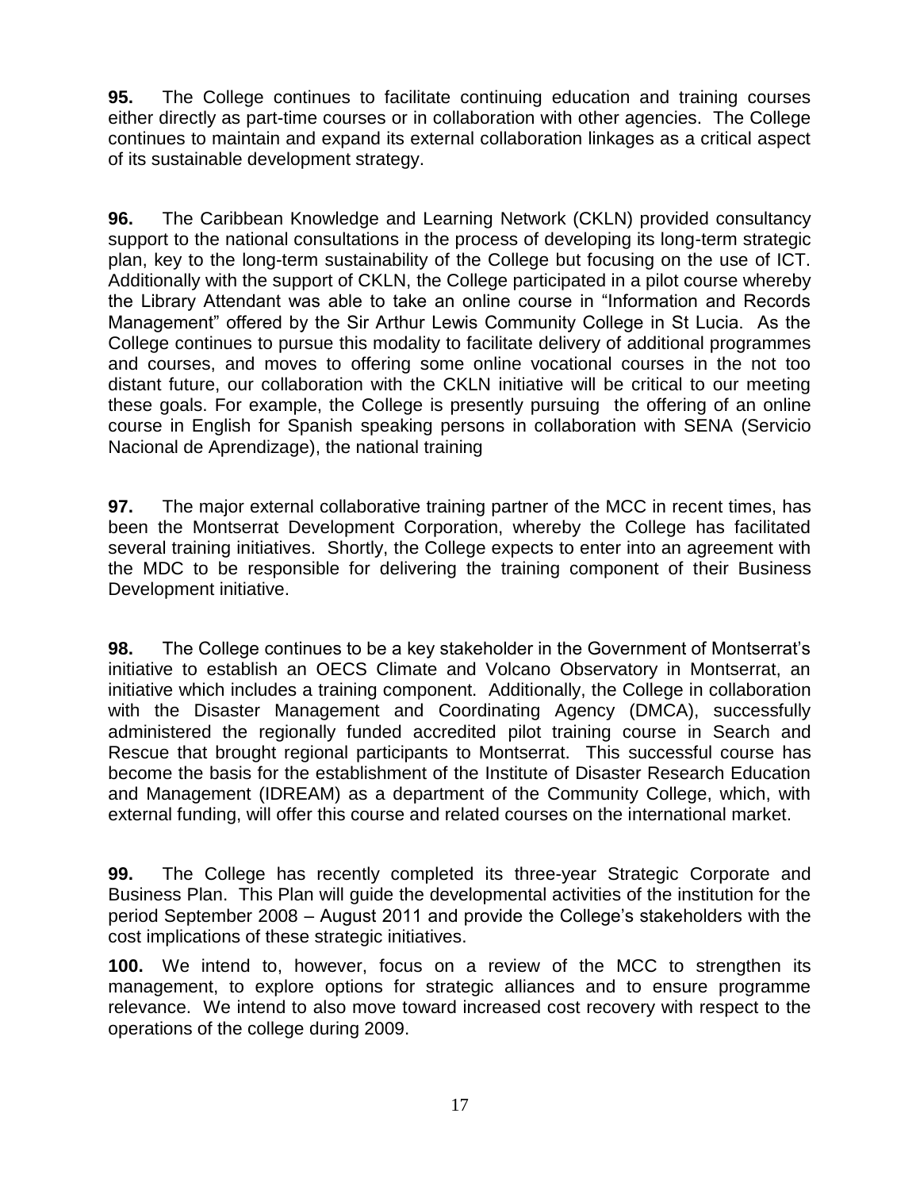**95.** The College continues to facilitate continuing education and training courses either directly as part-time courses or in collaboration with other agencies. The College continues to maintain and expand its external collaboration linkages as a critical aspect of its sustainable development strategy.

**96.** The Caribbean Knowledge and Learning Network (CKLN) provided consultancy support to the national consultations in the process of developing its long-term strategic plan, key to the long-term sustainability of the College but focusing on the use of ICT. Additionally with the support of CKLN, the College participated in a pilot course whereby the Library Attendant was able to take an online course in "Information and Records Management" offered by the Sir Arthur Lewis Community College in St Lucia. As the College continues to pursue this modality to facilitate delivery of additional programmes and courses, and moves to offering some online vocational courses in the not too distant future, our collaboration with the CKLN initiative will be critical to our meeting these goals. For example, the College is presently pursuing the offering of an online course in English for Spanish speaking persons in collaboration with SENA (Servicio Nacional de Aprendizage), the national training

**97.** The major external collaborative training partner of the MCC in recent times, has been the Montserrat Development Corporation, whereby the College has facilitated several training initiatives. Shortly, the College expects to enter into an agreement with the MDC to be responsible for delivering the training component of their Business Development initiative.

**98.** The College continues to be a key stakeholder in the Government of Montserrat's initiative to establish an OECS Climate and Volcano Observatory in Montserrat, an initiative which includes a training component. Additionally, the College in collaboration with the Disaster Management and Coordinating Agency (DMCA), successfully administered the regionally funded accredited pilot training course in Search and Rescue that brought regional participants to Montserrat. This successful course has become the basis for the establishment of the Institute of Disaster Research Education and Management (IDREAM) as a department of the Community College, which, with external funding, will offer this course and related courses on the international market.

**99.** The College has recently completed its three-year Strategic Corporate and Business Plan. This Plan will guide the developmental activities of the institution for the period September 2008 – August 2011 and provide the College's stakeholders with the cost implications of these strategic initiatives.

**100.** We intend to, however, focus on a review of the MCC to strengthen its management, to explore options for strategic alliances and to ensure programme relevance. We intend to also move toward increased cost recovery with respect to the operations of the college during 2009.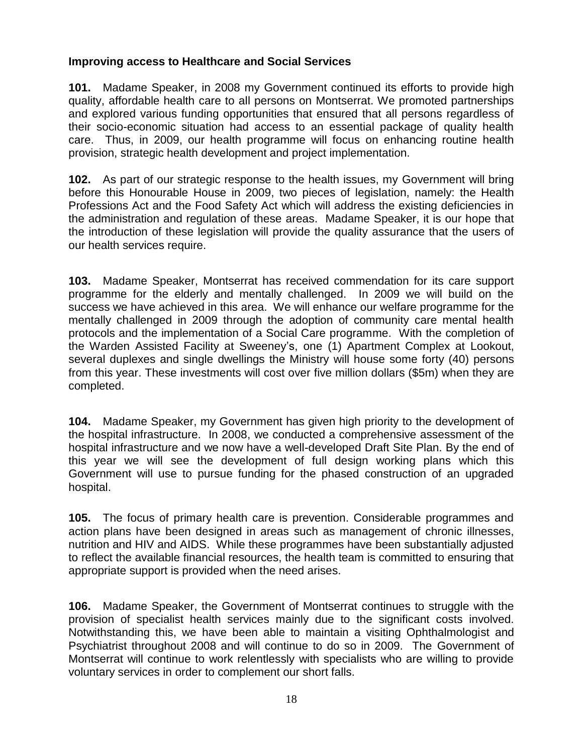**Improving access to Healthcare and Social Services**

**101.** Madame Speaker, in 2008 my Government continued its efforts to provide high quality, affordable health care to all persons on Montserrat. We promoted partnerships and explored various funding opportunities that ensured that all persons regardless of their socio-economic situation had access to an essential package of quality health care. Thus, in 2009, our health programme will focus on enhancing routine health provision, strategic health development and project implementation.

**102.** As part of our strategic response to the health issues, my Government will bring before this Honourable House in 2009, two pieces of legislation, namely: the Health Professions Act and the Food Safety Act which will address the existing deficiencies in the administration and regulation of these areas. Madame Speaker, it is our hope that the introduction of these legislation will provide the quality assurance that the users of our health services require.

**103.** Madame Speaker, Montserrat has received commendation for its care support programme for the elderly and mentally challenged. In 2009 we will build on the success we have achieved in this area. We will enhance our welfare programme for the mentally challenged in 2009 through the adoption of community care mental health protocols and the implementation of a Social Care programme. With the completion of the Warden Assisted Facility at Sweeney's, one (1) Apartment Complex at Lookout, several duplexes and single dwellings the Ministry will house some forty (40) persons from this year. These investments will cost over five million dollars ($5m) when they are completed.

**104.** Madame Speaker, my Government has given high priority to the development of the hospital infrastructure. In 2008, we conducted a comprehensive assessment of the hospital infrastructure and we now have a well-developed Draft Site Plan. By the end of this year we will see the development of full design working plans which this Government will use to pursue funding for the phased construction of an upgraded hospital.

**105.** The focus of primary health care is prevention. Considerable programmes and action plans have been designed in areas such as management of chronic illnesses, nutrition and HIV and AIDS. While these programmes have been substantially adjusted to reflect the available financial resources, the health team is committed to ensuring that appropriate support is provided when the need arises.

**106.** Madame Speaker, the Government of Montserrat continues to struggle with the provision of specialist health services mainly due to the significant costs involved. Notwithstanding this, we have been able to maintain a visiting Ophthalmologist and Psychiatrist throughout 2008 and will continue to do so in 2009. The Government of Montserrat will continue to work relentlessly with specialists who are willing to provide voluntary services in order to complement our short falls.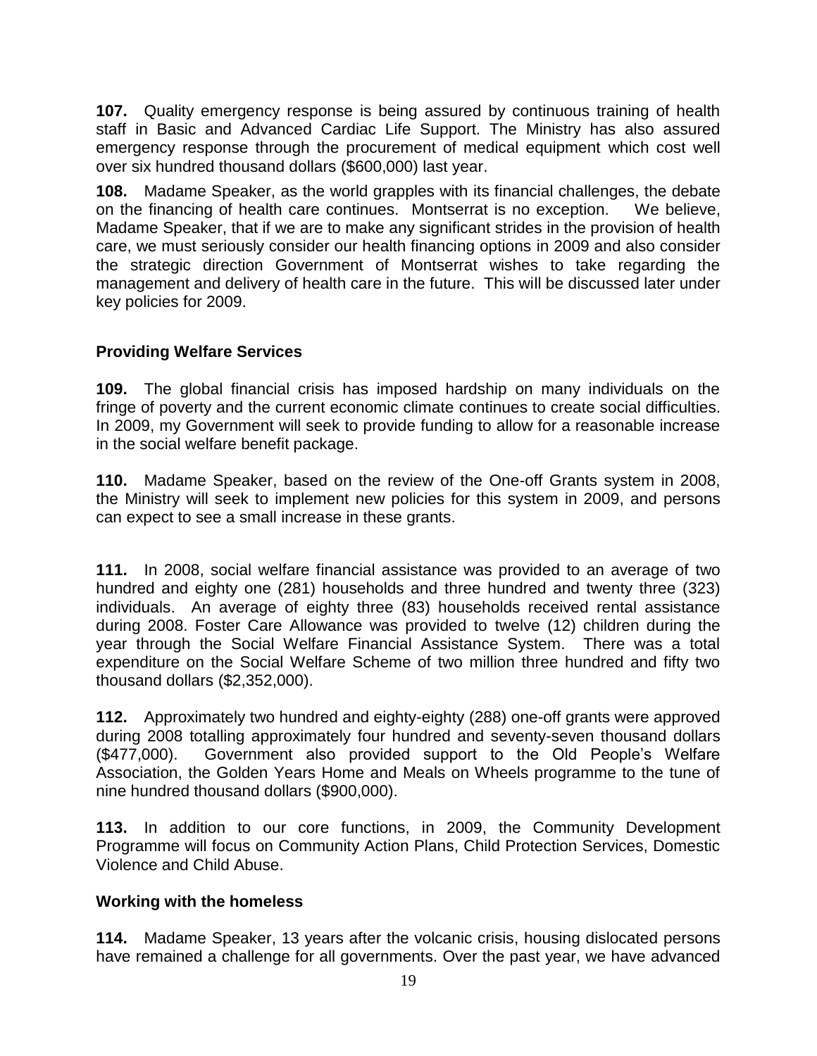**107.** Quality emergency response is being assured by continuous training of health staff in Basic and Advanced Cardiac Life Support. The Ministry has also assured emergency response through the procurement of medical equipment which cost well over six hundred thousand dollars ($600,000) last year.

**108.** Madame Speaker, as the world grapples with its financial challenges, the debate on the financing of health care continues. Montserrat is no exception. We believe, Madame Speaker, that if we are to make any significant strides in the provision of health care, we must seriously consider our health financing options in 2009 and also consider the strategic direction Government of Montserrat wishes to take regarding the management and delivery of health care in the future. This will be discussed later under key policies for 2009.

### Providing Welfare Services

**109.** The global financial crisis has imposed hardship on many individuals on the fringe of poverty and the current economic climate continues to create social difficulties. In 2009, my Government will seek to provide funding to allow for a reasonable increase in the social welfare benefit package.

**110.** Madame Speaker, based on the review of the One-off Grants system in 2008, the Ministry will seek to implement new policies for this system in 2009, and persons can expect to see a small increase in these grants.

**111.** In 2008, social welfare financial assistance was provided to an average of two hundred and eighty one (281) households and three hundred and twenty three (323) individuals. An average of eighty three (83) households received rental assistance during 2008. Foster Care Allowance was provided to twelve (12) children during the year through the Social Welfare Financial Assistance System. There was a total expenditure on the Social Welfare Scheme of two million three hundred and fifty two thousand dollars ($2,352,000).

**112.** Approximately two hundred and eighty-eighty (288) one-off grants were approved during 2008 totalling approximately four hundred and seventy-seven thousand dollars ($477,000). Government also provided support to the Old People's Welfare Association, the Golden Years Home and Meals on Wheels programme to the tune of nine hundred thousand dollars ($900,000).

**113.** In addition to our core functions, in 2009, the Community Development Programme will focus on Community Action Plans, Child Protection Services, Domestic Violence and Child Abuse.

### Working with the homeless

**114.** Madame Speaker, 13 years after the volcanic crisis, housing dislocated persons have remained a challenge for all governments. Over the past year, we have advanced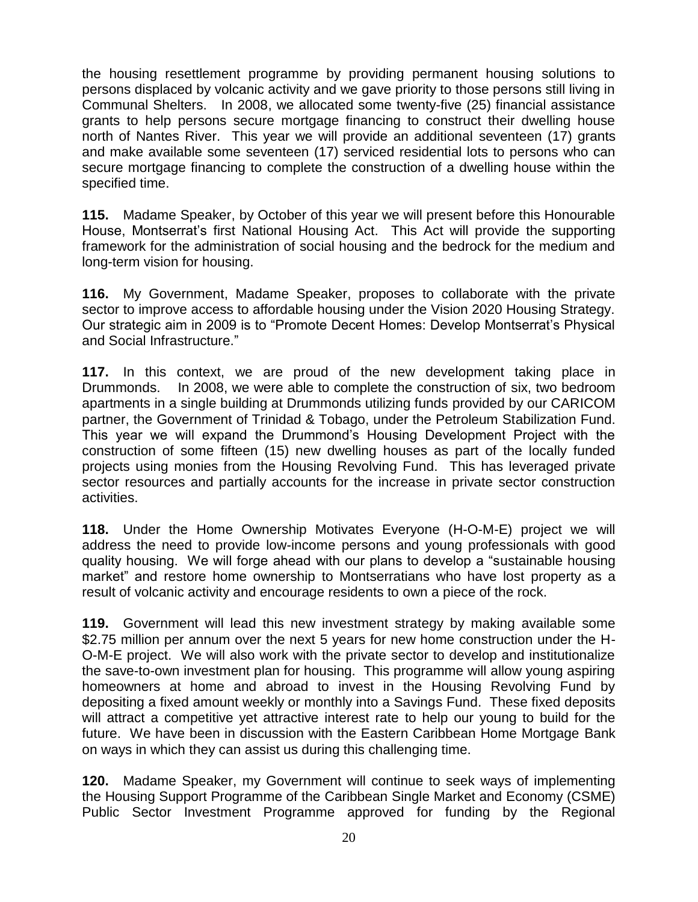the housing resettlement programme by providing permanent housing solutions to persons displaced by volcanic activity and we gave priority to those persons still living in Communal Shelters. In 2008, we allocated some twenty-five (25) financial assistance grants to help persons secure mortgage financing to construct their dwelling house north of Nantes River. This year we will provide an additional seventeen (17) grants and make available some seventeen (17) serviced residential lots to persons who can secure mortgage financing to complete the construction of a dwelling house within the specified time.

**115.** Madame Speaker, by October of this year we will present before this Honourable House, Montserrat's first National Housing Act. This Act will provide the supporting framework for the administration of social housing and the bedrock for the medium and long-term vision for housing.

**116.** My Government, Madame Speaker, proposes to collaborate with the private sector to improve access to affordable housing under the Vision 2020 Housing Strategy. Our strategic aim in 2009 is to "Promote Decent Homes: Develop Montserrat's Physical and Social Infrastructure."

**117.** In this context, we are proud of the new development taking place in Drummonds. In 2008, we were able to complete the construction of six, two bedroom apartments in a single building at Drummonds utilizing funds provided by our CARICOM partner, the Government of Trinidad & Tobago, under the Petroleum Stabilization Fund. This year we will expand the Drummond's Housing Development Project with the construction of some fifteen (15) new dwelling houses as part of the locally funded projects using monies from the Housing Revolving Fund. This has leveraged private sector resources and partially accounts for the increase in private sector construction activities.

**118.** Under the Home Ownership Motivates Everyone (H-O-M-E) project we will address the need to provide low-income persons and young professionals with good quality housing. We will forge ahead with our plans to develop a "sustainable housing market" and restore home ownership to Montserratians who have lost property as a result of volcanic activity and encourage residents to own a piece of the rock.

**119.** Government will lead this new investment strategy by making available some \$2.75 million per annum over the next 5 years for new home construction under the H-O-M-E project. We will also work with the private sector to develop and institutionalize the save-to-own investment plan for housing. This programme will allow young aspiring homeowners at home and abroad to invest in the Housing Revolving Fund by depositing a fixed amount weekly or monthly into a Savings Fund. These fixed deposits will attract a competitive yet attractive interest rate to help our young to build for the future. We have been in discussion with the Eastern Caribbean Home Mortgage Bank on ways in which they can assist us during this challenging time.

**120.** Madame Speaker, my Government will continue to seek ways of implementing the Housing Support Programme of the Caribbean Single Market and Economy (CSME) Public Sector Investment Programme approved for funding by the Regional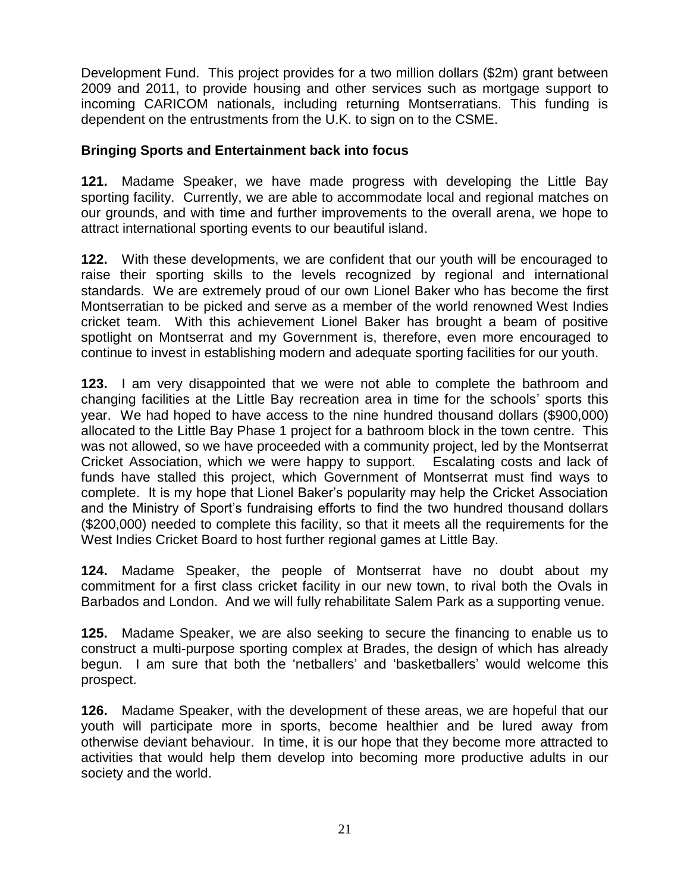Development Fund. This project provides for a two million dollars ($2m) grant between 2009 and 2011, to provide housing and other services such as mortgage support to incoming CARICOM nationals, including returning Montserratians. This funding is dependent on the entrustments from the U.K. to sign on to the CSME.

### Bringing Sports and Entertainment back into focus

**121.** Madame Speaker, we have made progress with developing the Little Bay sporting facility. Currently, we are able to accommodate local and regional matches on our grounds, and with time and further improvements to the overall arena, we hope to attract international sporting events to our beautiful island.

**122.** With these developments, we are confident that our youth will be encouraged to raise their sporting skills to the levels recognized by regional and international standards. We are extremely proud of our own Lionel Baker who has become the first Montserratian to be picked and serve as a member of the world renowned West Indies cricket team. With this achievement Lionel Baker has brought a beam of positive spotlight on Montserrat and my Government is, therefore, even more encouraged to continue to invest in establishing modern and adequate sporting facilities for our youth.

**123.** I am very disappointed that we were not able to complete the bathroom and changing facilities at the Little Bay recreation area in time for the schools' sports this year. We had hoped to have access to the nine hundred thousand dollars ($900,000) allocated to the Little Bay Phase 1 project for a bathroom block in the town centre. This was not allowed, so we have proceeded with a community project, led by the Montserrat Cricket Association, which we were happy to support. Escalating costs and lack of funds have stalled this project, which Government of Montserrat must find ways to complete. It is my hope that Lionel Baker's popularity may help the Cricket Association and the Ministry of Sport's fundraising efforts to find the two hundred thousand dollars ($200,000) needed to complete this facility, so that it meets all the requirements for the West Indies Cricket Board to host further regional games at Little Bay.

**124.** Madame Speaker, the people of Montserrat have no doubt about my commitment for a first class cricket facility in our new town, to rival both the Ovals in Barbados and London. And we will fully rehabilitate Salem Park as a supporting venue.

**125.** Madame Speaker, we are also seeking to secure the financing to enable us to construct a multi-purpose sporting complex at Brades, the design of which has already begun. I am sure that both the 'netballers' and 'basketballers' would welcome this prospect.

**126.** Madame Speaker, with the development of these areas, we are hopeful that our youth will participate more in sports, become healthier and be lured away from otherwise deviant behaviour. In time, it is our hope that they become more attracted to activities that would help them develop into becoming more productive adults in our society and the world.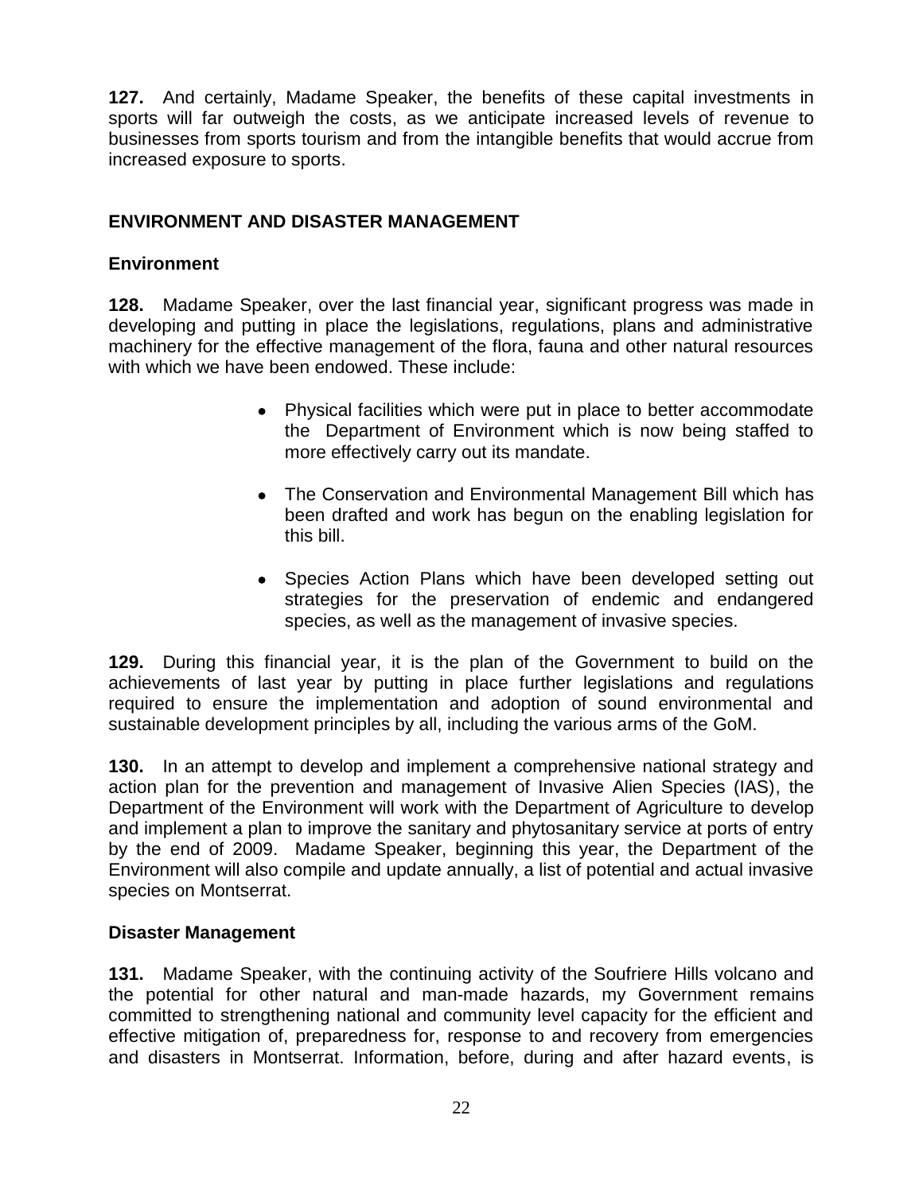**127.** And certainly, Madame Speaker, the benefits of these capital investments in sports will far outweigh the costs, as we anticipate increased levels of revenue to businesses from sports tourism and from the intangible benefits that would accrue from increased exposure to sports.

## ENVIRONMENT AND DISASTER MANAGEMENT

### Environment

**128.** Madame Speaker, over the last financial year, significant progress was made in developing and putting in place the legislations, regulations, plans and administrative machinery for the effective management of the flora, fauna and other natural resources with which we have been endowed. These include:

- Physical facilities which were put in place to better accommodate the Department of Environment which is now being staffed to more effectively carry out its mandate.
- The Conservation and Environmental Management Bill which has been drafted and work has begun on the enabling legislation for this bill.
- Species Action Plans which have been developed setting out strategies for the preservation of endemic and endangered species, as well as the management of invasive species.

**129.** During this financial year, it is the plan of the Government to build on the achievements of last year by putting in place further legislations and regulations required to ensure the implementation and adoption of sound environmental and sustainable development principles by all, including the various arms of the GoM.

**130.** In an attempt to develop and implement a comprehensive national strategy and action plan for the prevention and management of Invasive Alien Species (IAS), the Department of the Environment will work with the Department of Agriculture to develop and implement a plan to improve the sanitary and phytosanitary service at ports of entry by the end of 2009. Madame Speaker, beginning this year, the Department of the Environment will also compile and update annually, a list of potential and actual invasive species on Montserrat.

### Disaster Management

**131.** Madame Speaker, with the continuing activity of the Soufriere Hills volcano and the potential for other natural and man-made hazards, my Government remains committed to strengthening national and community level capacity for the efficient and effective mitigation of, preparedness for, response to and recovery from emergencies and disasters in Montserrat. Information, before, during and after hazard events, is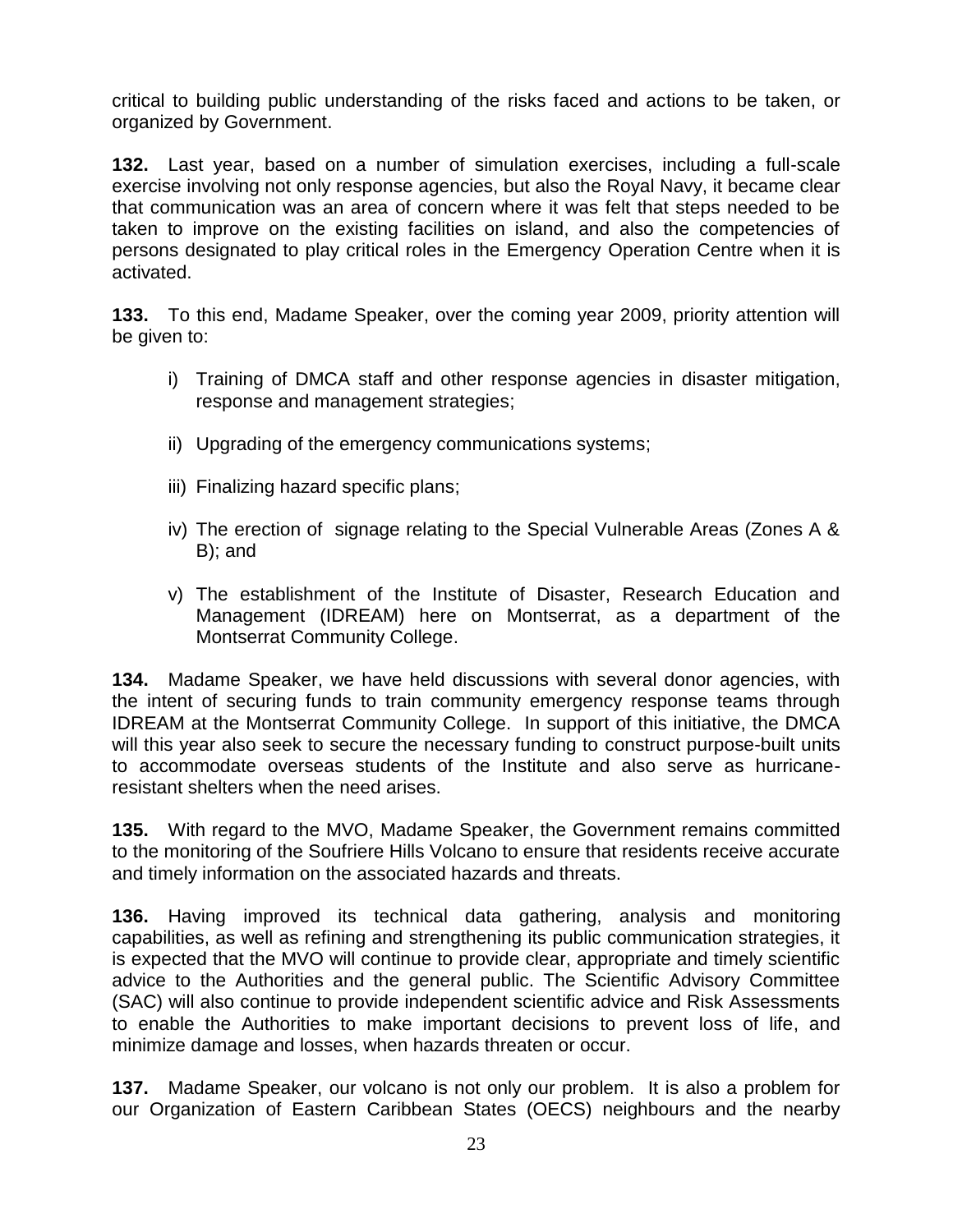critical to building public understanding of the risks faced and actions to be taken, or organized by Government.

**132.** Last year, based on a number of simulation exercises, including a full-scale exercise involving not only response agencies, but also the Royal Navy, it became clear that communication was an area of concern where it was felt that steps needed to be taken to improve on the existing facilities on island, and also the competencies of persons designated to play critical roles in the Emergency Operation Centre when it is activated.

**133.** To this end, Madame Speaker, over the coming year 2009, priority attention will be given to:

i) Training of DMCA staff and other response agencies in disaster mitigation, response and management strategies;

ii) Upgrading of the emergency communications systems;

iii) Finalizing hazard specific plans;

iv) The erection of signage relating to the Special Vulnerable Areas (Zones A & B); and

v) The establishment of the Institute of Disaster, Research Education and Management (IDREAM) here on Montserrat, as a department of the Montserrat Community College.

**134.** Madame Speaker, we have held discussions with several donor agencies, with the intent of securing funds to train community emergency response teams through IDREAM at the Montserrat Community College. In support of this initiative, the DMCA will this year also seek to secure the necessary funding to construct purpose-built units to accommodate overseas students of the Institute and also serve as hurricane-resistant shelters when the need arises.

**135.** With regard to the MVO, Madame Speaker, the Government remains committed to the monitoring of the Soufriere Hills Volcano to ensure that residents receive accurate and timely information on the associated hazards and threats.

**136.** Having improved its technical data gathering, analysis and monitoring capabilities, as well as refining and strengthening its public communication strategies, it is expected that the MVO will continue to provide clear, appropriate and timely scientific advice to the Authorities and the general public. The Scientific Advisory Committee (SAC) will also continue to provide independent scientific advice and Risk Assessments to enable the Authorities to make important decisions to prevent loss of life, and minimize damage and losses, when hazards threaten or occur.

**137.** Madame Speaker, our volcano is not only our problem. It is also a problem for our Organization of Eastern Caribbean States (OECS) neighbours and the nearby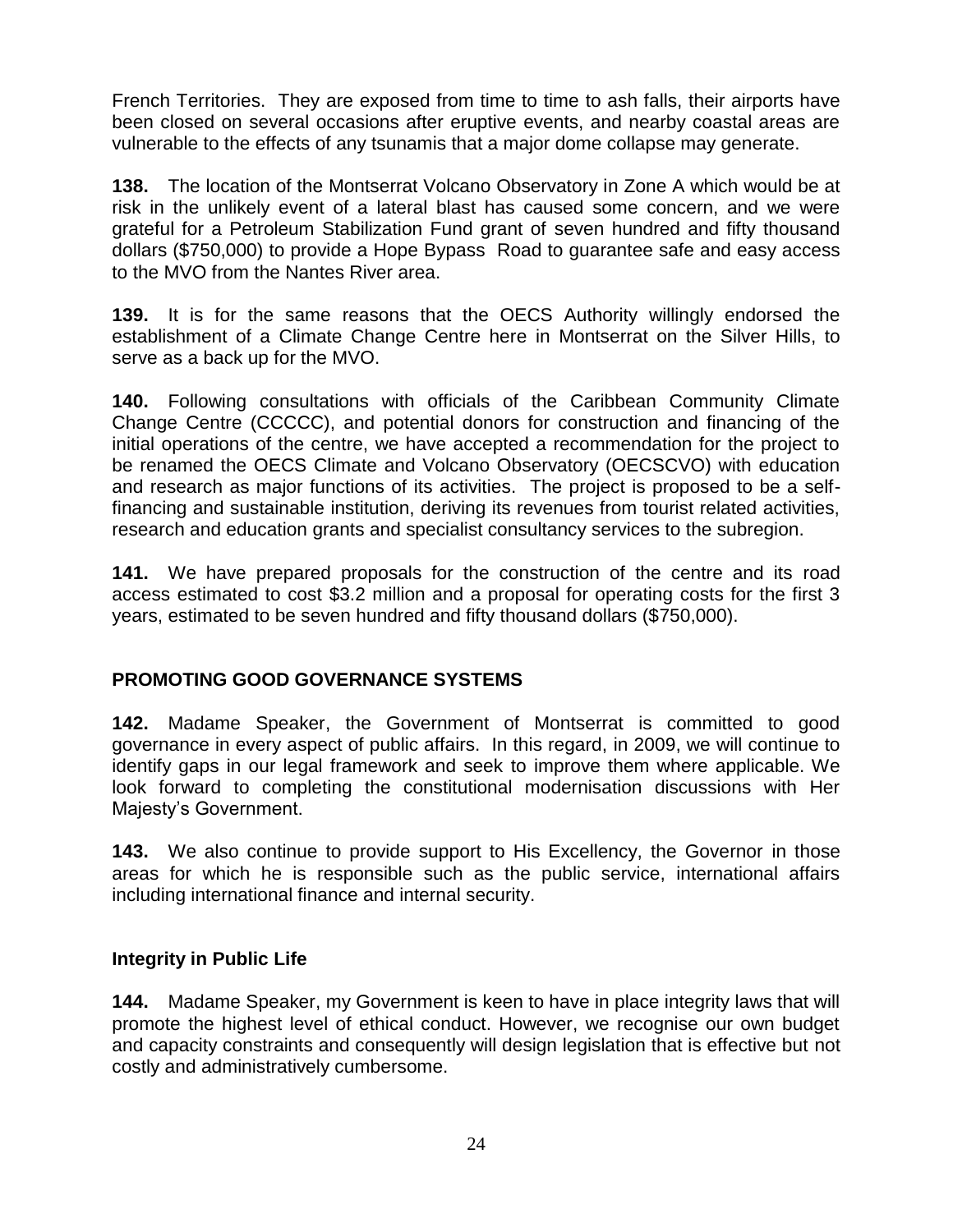French Territories. They are exposed from time to time to ash falls, their airports have been closed on several occasions after eruptive events, and nearby coastal areas are vulnerable to the effects of any tsunamis that a major dome collapse may generate.

**138.** The location of the Montserrat Volcano Observatory in Zone A which would be at risk in the unlikely event of a lateral blast has caused some concern, and we were grateful for a Petroleum Stabilization Fund grant of seven hundred and fifty thousand dollars ($750,000) to provide a Hope Bypass Road to guarantee safe and easy access to the MVO from the Nantes River area.

**139.** It is for the same reasons that the OECS Authority willingly endorsed the establishment of a Climate Change Centre here in Montserrat on the Silver Hills, to serve as a back up for the MVO.

**140.** Following consultations with officials of the Caribbean Community Climate Change Centre (CCCCC), and potential donors for construction and financing of the initial operations of the centre, we have accepted a recommendation for the project to be renamed the OECS Climate and Volcano Observatory (OECSCVO) with education and research as major functions of its activities. The project is proposed to be a self-financing and sustainable institution, deriving its revenues from tourist related activities, research and education grants and specialist consultancy services to the subregion.

**141.** We have prepared proposals for the construction of the centre and its road access estimated to cost $3.2 million and a proposal for operating costs for the first 3 years, estimated to be seven hundred and fifty thousand dollars ($750,000).

## PROMOTING GOOD GOVERNANCE SYSTEMS

**142.** Madame Speaker, the Government of Montserrat is committed to good governance in every aspect of public affairs. In this regard, in 2009, we will continue to identify gaps in our legal framework and seek to improve them where applicable. We look forward to completing the constitutional modernisation discussions with Her Majesty's Government.

**143.** We also continue to provide support to His Excellency, the Governor in those areas for which he is responsible such as the public service, international affairs including international finance and internal security.

### Integrity in Public Life

**144.** Madame Speaker, my Government is keen to have in place integrity laws that will promote the highest level of ethical conduct. However, we recognise our own budget and capacity constraints and consequently will design legislation that is effective but not costly and administratively cumbersome.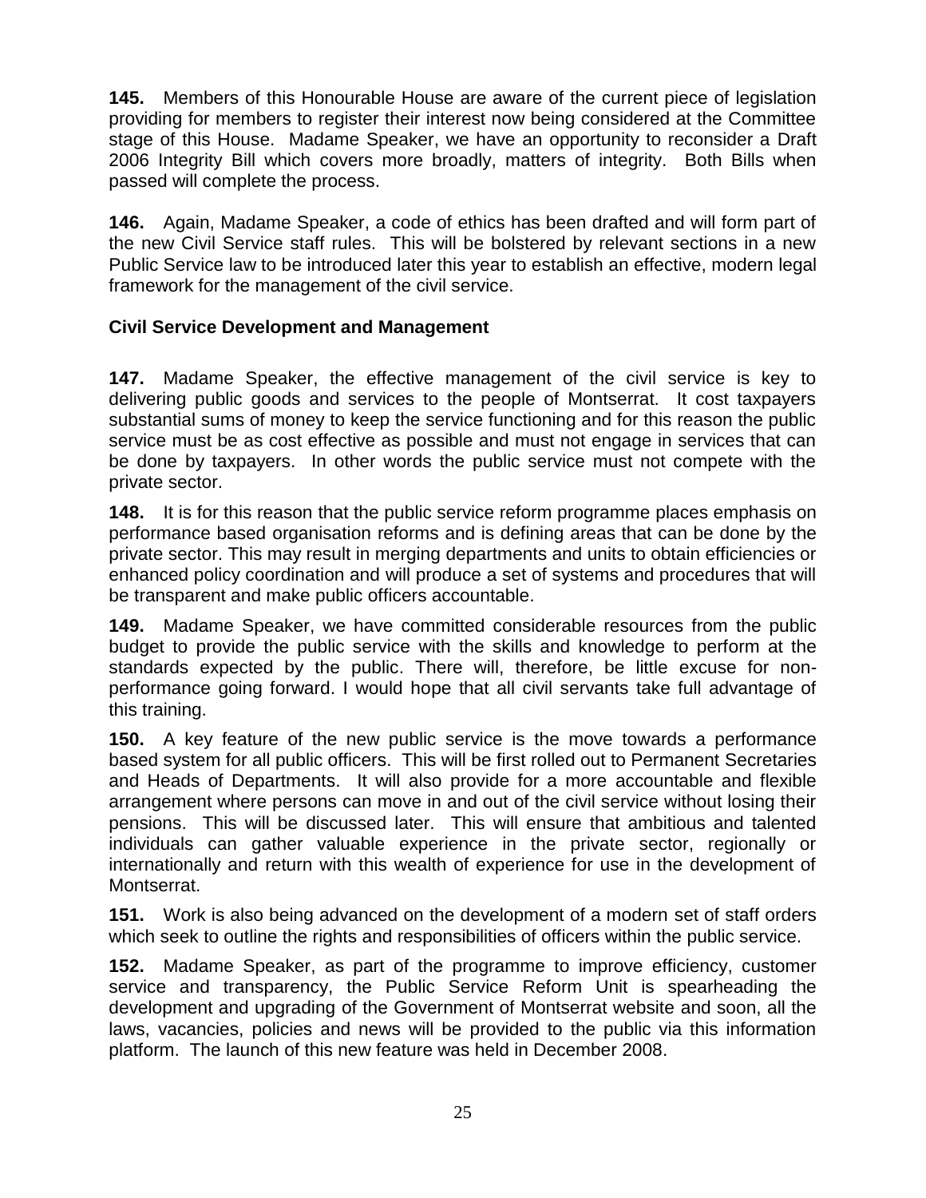**145.** Members of this Honourable House are aware of the current piece of legislation providing for members to register their interest now being considered at the Committee stage of this House. Madame Speaker, we have an opportunity to reconsider a Draft 2006 Integrity Bill which covers more broadly, matters of integrity. Both Bills when passed will complete the process.

**146.** Again, Madame Speaker, a code of ethics has been drafted and will form part of the new Civil Service staff rules. This will be bolstered by relevant sections in a new Public Service law to be introduced later this year to establish an effective, modern legal framework for the management of the civil service.

### Civil Service Development and Management

**147.** Madame Speaker, the effective management of the civil service is key to delivering public goods and services to the people of Montserrat. It cost taxpayers substantial sums of money to keep the service functioning and for this reason the public service must be as cost effective as possible and must not engage in services that can be done by taxpayers. In other words the public service must not compete with the private sector.

**148.** It is for this reason that the public service reform programme places emphasis on performance based organisation reforms and is defining areas that can be done by the private sector. This may result in merging departments and units to obtain efficiencies or enhanced policy coordination and will produce a set of systems and procedures that will be transparent and make public officers accountable.

**149.** Madame Speaker, we have committed considerable resources from the public budget to provide the public service with the skills and knowledge to perform at the standards expected by the public. There will, therefore, be little excuse for non-performance going forward. I would hope that all civil servants take full advantage of this training.

**150.** A key feature of the new public service is the move towards a performance based system for all public officers. This will be first rolled out to Permanent Secretaries and Heads of Departments. It will also provide for a more accountable and flexible arrangement where persons can move in and out of the civil service without losing their pensions. This will be discussed later. This will ensure that ambitious and talented individuals can gather valuable experience in the private sector, regionally or internationally and return with this wealth of experience for use in the development of Montserrat.

**151.** Work is also being advanced on the development of a modern set of staff orders which seek to outline the rights and responsibilities of officers within the public service.

**152.** Madame Speaker, as part of the programme to improve efficiency, customer service and transparency, the Public Service Reform Unit is spearheading the development and upgrading of the Government of Montserrat website and soon, all the laws, vacancies, policies and news will be provided to the public via this information platform. The launch of this new feature was held in December 2008.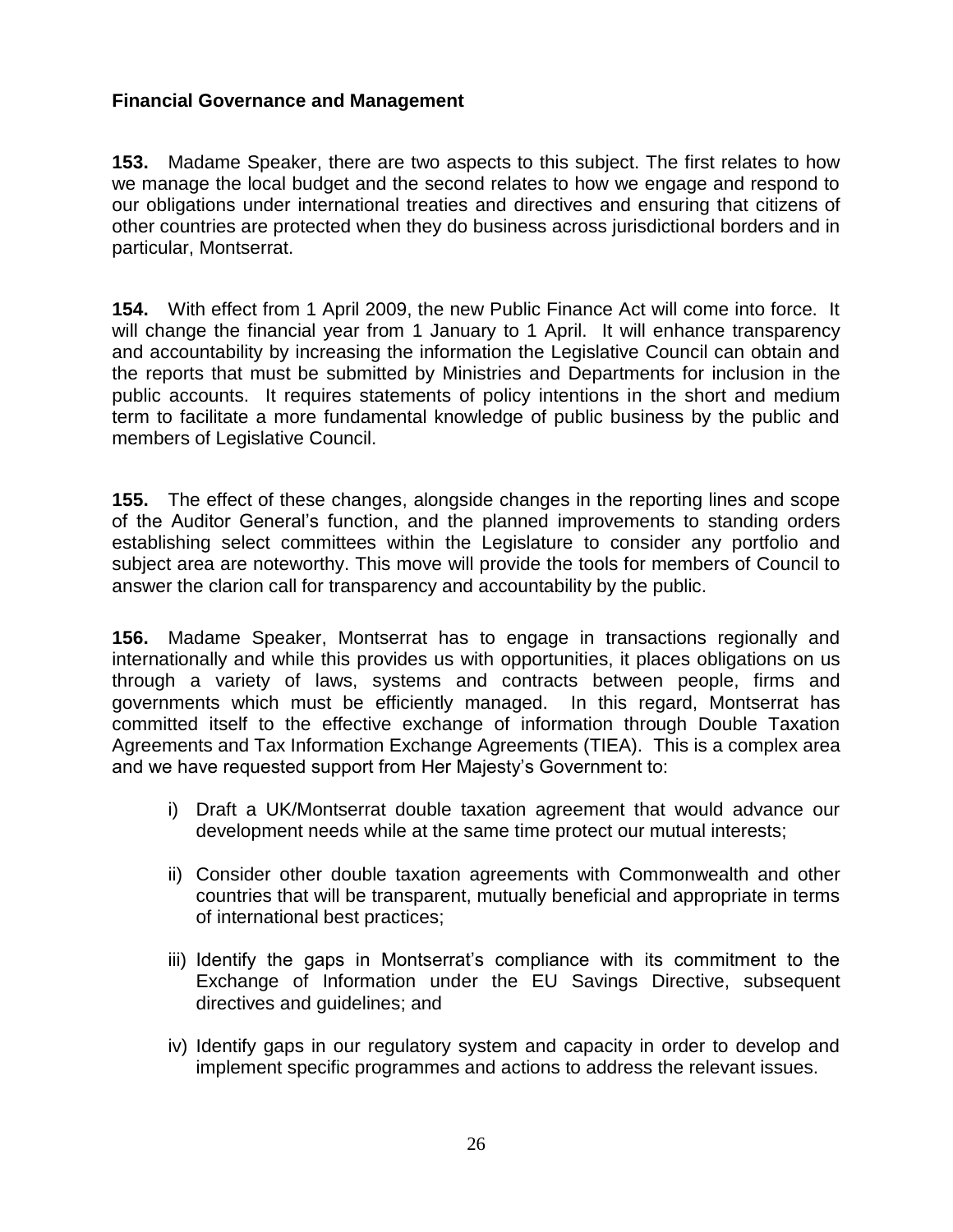**Financial Governance and Management**

**153.** Madame Speaker, there are two aspects to this subject. The first relates to how we manage the local budget and the second relates to how we engage and respond to our obligations under international treaties and directives and ensuring that citizens of other countries are protected when they do business across jurisdictional borders and in particular, Montserrat.

**154.** With effect from 1 April 2009, the new Public Finance Act will come into force. It will change the financial year from 1 January to 1 April. It will enhance transparency and accountability by increasing the information the Legislative Council can obtain and the reports that must be submitted by Ministries and Departments for inclusion in the public accounts. It requires statements of policy intentions in the short and medium term to facilitate a more fundamental knowledge of public business by the public and members of Legislative Council.

**155.** The effect of these changes, alongside changes in the reporting lines and scope of the Auditor General's function, and the planned improvements to standing orders establishing select committees within the Legislature to consider any portfolio and subject area are noteworthy. This move will provide the tools for members of Council to answer the clarion call for transparency and accountability by the public.

**156.** Madame Speaker, Montserrat has to engage in transactions regionally and internationally and while this provides us with opportunities, it places obligations on us through a variety of laws, systems and contracts between people, firms and governments which must be efficiently managed. In this regard, Montserrat has committed itself to the effective exchange of information through Double Taxation Agreements and Tax Information Exchange Agreements (TIEA). This is a complex area and we have requested support from Her Majesty's Government to:

i) Draft a UK/Montserrat double taxation agreement that would advance our development needs while at the same time protect our mutual interests;

ii) Consider other double taxation agreements with Commonwealth and other countries that will be transparent, mutually beneficial and appropriate in terms of international best practices;

iii) Identify the gaps in Montserrat's compliance with its commitment to the Exchange of Information under the EU Savings Directive, subsequent directives and guidelines; and

iv) Identify gaps in our regulatory system and capacity in order to develop and implement specific programmes and actions to address the relevant issues.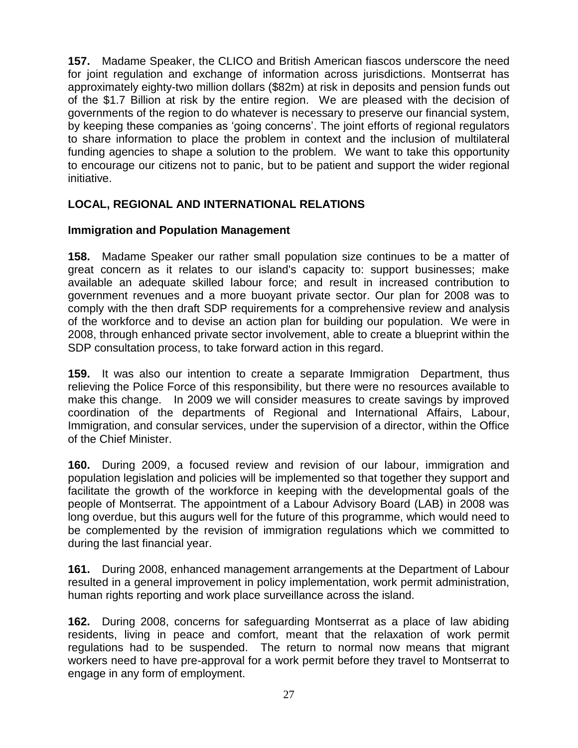**157.** Madame Speaker, the CLICO and British American fiascos underscore the need for joint regulation and exchange of information across jurisdictions. Montserrat has approximately eighty-two million dollars ($82m) at risk in deposits and pension funds out of the $1.7 Billion at risk by the entire region. We are pleased with the decision of governments of the region to do whatever is necessary to preserve our financial system, by keeping these companies as 'going concerns'. The joint efforts of regional regulators to share information to place the problem in context and the inclusion of multilateral funding agencies to shape a solution to the problem. We want to take this opportunity to encourage our citizens not to panic, but to be patient and support the wider regional initiative.

## LOCAL, REGIONAL AND INTERNATIONAL RELATIONS

### Immigration and Population Management

**158.** Madame Speaker our rather small population size continues to be a matter of great concern as it relates to our island's capacity to: support businesses; make available an adequate skilled labour force; and result in increased contribution to government revenues and a more buoyant private sector. Our plan for 2008 was to comply with the then draft SDP requirements for a comprehensive review and analysis of the workforce and to devise an action plan for building our population. We were in 2008, through enhanced private sector involvement, able to create a blueprint within the SDP consultation process, to take forward action in this regard.

**159.** It was also our intention to create a separate Immigration Department, thus relieving the Police Force of this responsibility, but there were no resources available to make this change. In 2009 we will consider measures to create savings by improved coordination of the departments of Regional and International Affairs, Labour, Immigration, and consular services, under the supervision of a director, within the Office of the Chief Minister.

**160.** During 2009, a focused review and revision of our labour, immigration and population legislation and policies will be implemented so that together they support and facilitate the growth of the workforce in keeping with the developmental goals of the people of Montserrat. The appointment of a Labour Advisory Board (LAB) in 2008 was long overdue, but this augurs well for the future of this programme, which would need to be complemented by the revision of immigration regulations which we committed to during the last financial year.

**161.** During 2008, enhanced management arrangements at the Department of Labour resulted in a general improvement in policy implementation, work permit administration, human rights reporting and work place surveillance across the island.

**162.** During 2008, concerns for safeguarding Montserrat as a place of law abiding residents, living in peace and comfort, meant that the relaxation of work permit regulations had to be suspended. The return to normal now means that migrant workers need to have pre-approval for a work permit before they travel to Montserrat to engage in any form of employment.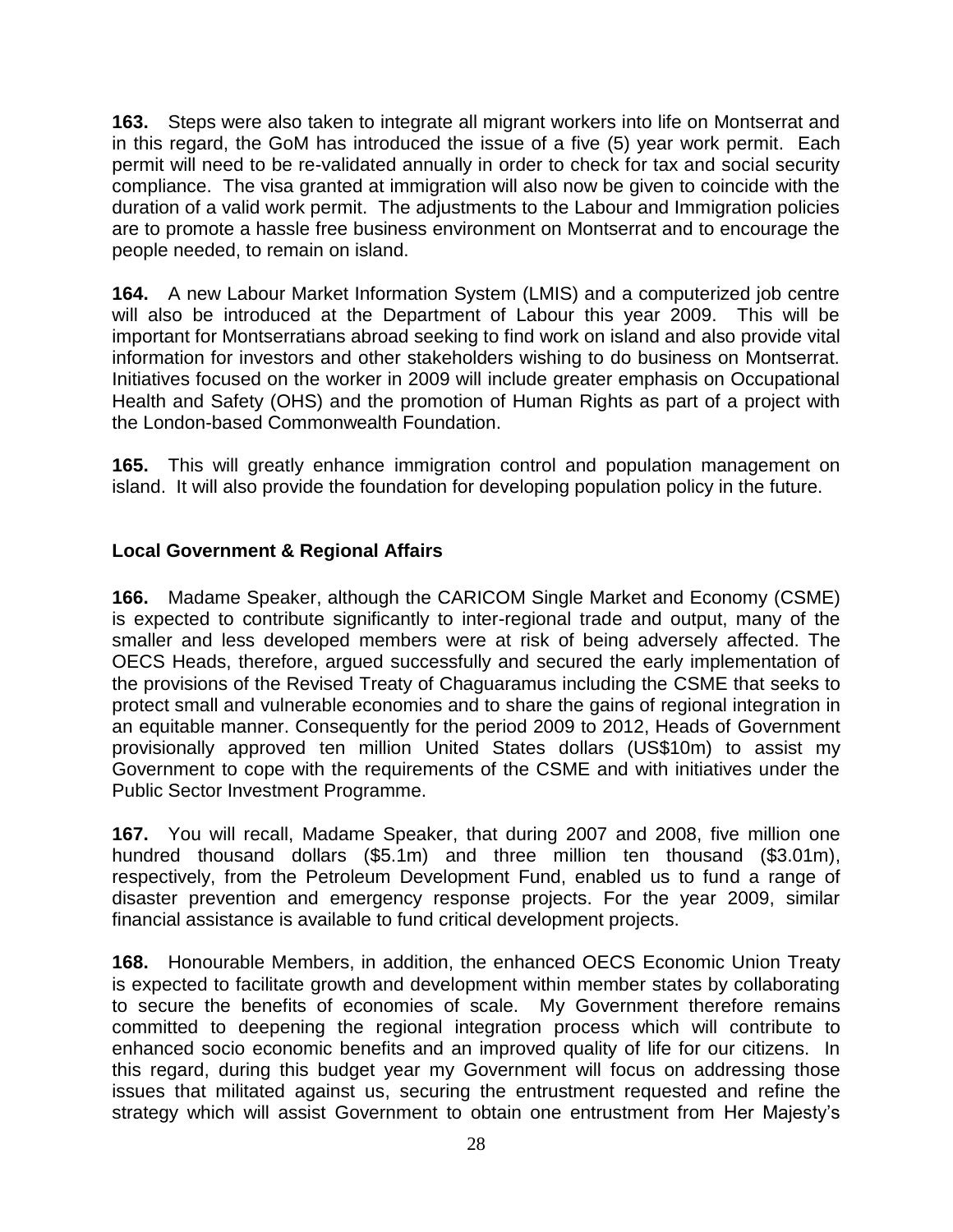**163.** Steps were also taken to integrate all migrant workers into life on Montserrat and in this regard, the GoM has introduced the issue of a five (5) year work permit. Each permit will need to be re-validated annually in order to check for tax and social security compliance. The visa granted at immigration will also now be given to coincide with the duration of a valid work permit. The adjustments to the Labour and Immigration policies are to promote a hassle free business environment on Montserrat and to encourage the people needed, to remain on island.

**164.** A new Labour Market Information System (LMIS) and a computerized job centre will also be introduced at the Department of Labour this year 2009. This will be important for Montserratians abroad seeking to find work on island and also provide vital information for investors and other stakeholders wishing to do business on Montserrat. Initiatives focused on the worker in 2009 will include greater emphasis on Occupational Health and Safety (OHS) and the promotion of Human Rights as part of a project with the London-based Commonwealth Foundation.

**165.** This will greatly enhance immigration control and population management on island. It will also provide the foundation for developing population policy in the future.

### Local Government & Regional Affairs

**166.** Madame Speaker, although the CARICOM Single Market and Economy (CSME) is expected to contribute significantly to inter-regional trade and output, many of the smaller and less developed members were at risk of being adversely affected. The OECS Heads, therefore, argued successfully and secured the early implementation of the provisions of the Revised Treaty of Chaguaramus including the CSME that seeks to protect small and vulnerable economies and to share the gains of regional integration in an equitable manner. Consequently for the period 2009 to 2012, Heads of Government provisionally approved ten million United States dollars (US$10m) to assist my Government to cope with the requirements of the CSME and with initiatives under the Public Sector Investment Programme.

**167.** You will recall, Madame Speaker, that during 2007 and 2008, five million one hundred thousand dollars ($5.1m) and three million ten thousand ($3.01m), respectively, from the Petroleum Development Fund, enabled us to fund a range of disaster prevention and emergency response projects. For the year 2009, similar financial assistance is available to fund critical development projects.

**168.** Honourable Members, in addition, the enhanced OECS Economic Union Treaty is expected to facilitate growth and development within member states by collaborating to secure the benefits of economies of scale. My Government therefore remains committed to deepening the regional integration process which will contribute to enhanced socio economic benefits and an improved quality of life for our citizens. In this regard, during this budget year my Government will focus on addressing those issues that militated against us, securing the entrustment requested and refine the strategy which will assist Government to obtain one entrustment from Her Majesty's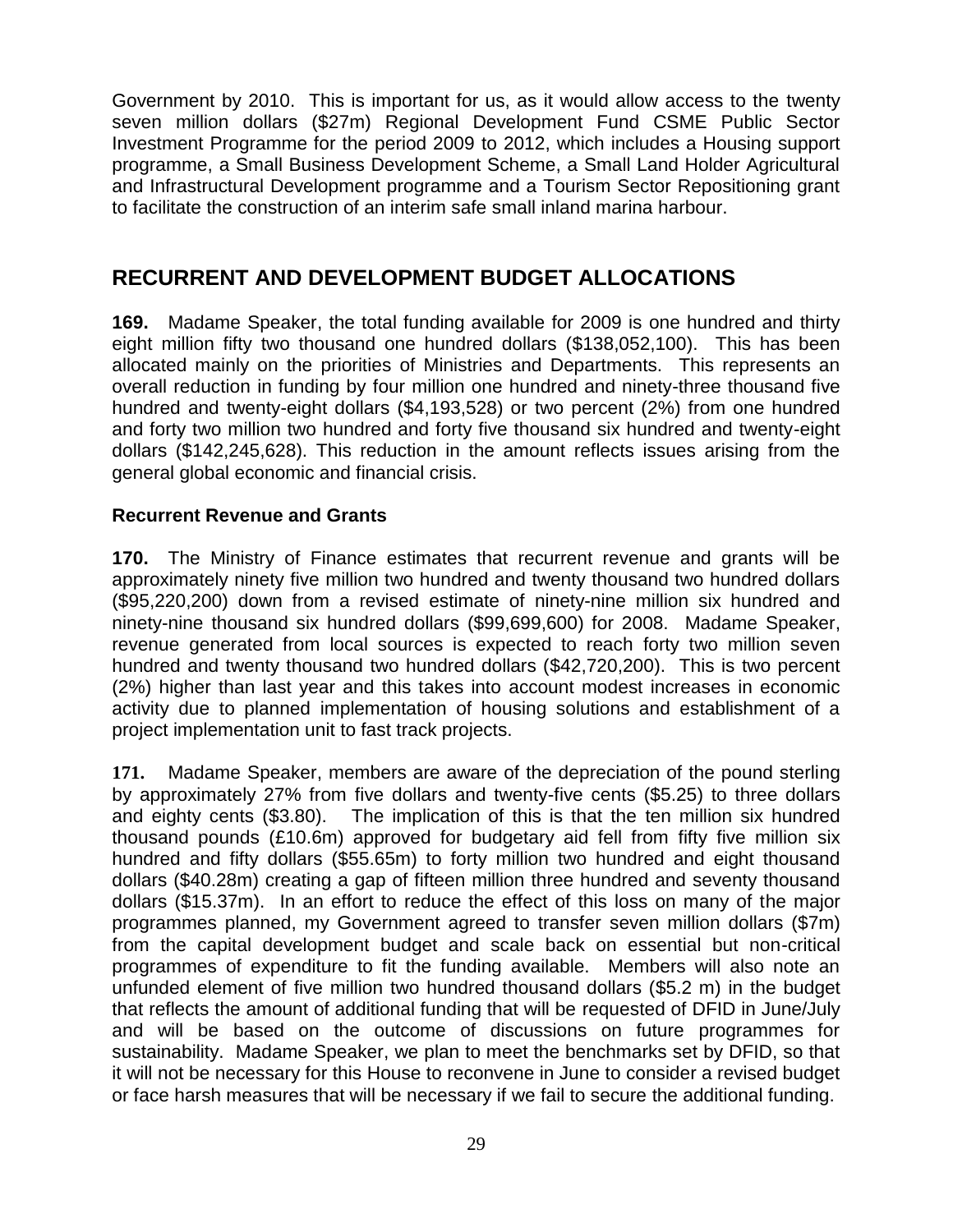Government by 2010. This is important for us, as it would allow access to the twenty seven million dollars ($27m) Regional Development Fund CSME Public Sector Investment Programme for the period 2009 to 2012, which includes a Housing support programme, a Small Business Development Scheme, a Small Land Holder Agricultural and Infrastructural Development programme and a Tourism Sector Repositioning grant to facilitate the construction of an interim safe small inland marina harbour.

## RECURRENT AND DEVELOPMENT BUDGET ALLOCATIONS

**169.** Madame Speaker, the total funding available for 2009 is one hundred and thirty eight million fifty two thousand one hundred dollars ($138,052,100). This has been allocated mainly on the priorities of Ministries and Departments. This represents an overall reduction in funding by four million one hundred and ninety-three thousand five hundred and twenty-eight dollars ($4,193,528) or two percent (2%) from one hundred and forty two million two hundred and forty five thousand six hundred and twenty-eight dollars ($142,245,628). This reduction in the amount reflects issues arising from the general global economic and financial crisis.

### Recurrent Revenue and Grants

**170.** The Ministry of Finance estimates that recurrent revenue and grants will be approximately ninety five million two hundred and twenty thousand two hundred dollars ($95,220,200) down from a revised estimate of ninety-nine million six hundred and ninety-nine thousand six hundred dollars ($99,699,600) for 2008. Madame Speaker, revenue generated from local sources is expected to reach forty two million seven hundred and twenty thousand two hundred dollars ($42,720,200). This is two percent (2%) higher than last year and this takes into account modest increases in economic activity due to planned implementation of housing solutions and establishment of a project implementation unit to fast track projects.

**171.** Madame Speaker, members are aware of the depreciation of the pound sterling by approximately 27% from five dollars and twenty-five cents ($5.25) to three dollars and eighty cents ($3.80). The implication of this is that the ten million six hundred thousand pounds (£10.6m) approved for budgetary aid fell from fifty five million six hundred and fifty dollars ($55.65m) to forty million two hundred and eight thousand dollars ($40.28m) creating a gap of fifteen million three hundred and seventy thousand dollars ($15.37m). In an effort to reduce the effect of this loss on many of the major programmes planned, my Government agreed to transfer seven million dollars ($7m) from the capital development budget and scale back on essential but non-critical programmes of expenditure to fit the funding available. Members will also note an unfunded element of five million two hundred thousand dollars ($5.2 m) in the budget that reflects the amount of additional funding that will be requested of DFID in June/July and will be based on the outcome of discussions on future programmes for sustainability. Madame Speaker, we plan to meet the benchmarks set by DFID, so that it will not be necessary for this House to reconvene in June to consider a revised budget or face harsh measures that will be necessary if we fail to secure the additional funding.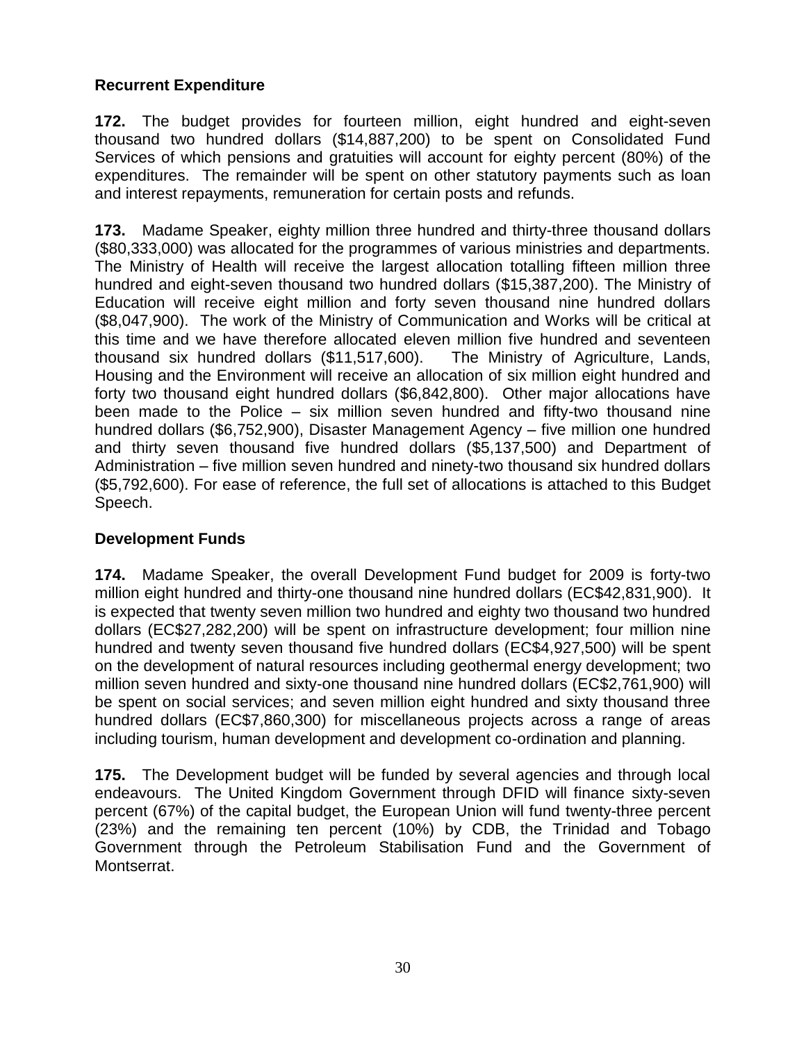## Recurrent Expenditure

**172.** The budget provides for fourteen million, eight hundred and eight-seven thousand two hundred dollars ($14,887,200) to be spent on Consolidated Fund Services of which pensions and gratuities will account for eighty percent (80%) of the expenditures. The remainder will be spent on other statutory payments such as loan and interest repayments, remuneration for certain posts and refunds.

**173.** Madame Speaker, eighty million three hundred and thirty-three thousand dollars ($80,333,000) was allocated for the programmes of various ministries and departments. The Ministry of Health will receive the largest allocation totalling fifteen million three hundred and eight-seven thousand two hundred dollars ($15,387,200). The Ministry of Education will receive eight million and forty seven thousand nine hundred dollars ($8,047,900). The work of the Ministry of Communication and Works will be critical at this time and we have therefore allocated eleven million five hundred and seventeen thousand six hundred dollars ($11,517,600). The Ministry of Agriculture, Lands, Housing and the Environment will receive an allocation of six million eight hundred and forty two thousand eight hundred dollars ($6,842,800). Other major allocations have been made to the Police – six million seven hundred and fifty-two thousand nine hundred dollars ($6,752,900), Disaster Management Agency – five million one hundred and thirty seven thousand five hundred dollars ($5,137,500) and Department of Administration – five million seven hundred and ninety-two thousand six hundred dollars ($5,792,600). For ease of reference, the full set of allocations is attached to this Budget Speech.

## Development Funds

**174.** Madame Speaker, the overall Development Fund budget for 2009 is forty-two million eight hundred and thirty-one thousand nine hundred dollars (EC$42,831,900). It is expected that twenty seven million two hundred and eighty two thousand two hundred dollars (EC$27,282,200) will be spent on infrastructure development; four million nine hundred and twenty seven thousand five hundred dollars (EC$4,927,500) will be spent on the development of natural resources including geothermal energy development; two million seven hundred and sixty-one thousand nine hundred dollars (EC$2,761,900) will be spent on social services; and seven million eight hundred and sixty thousand three hundred dollars (EC$7,860,300) for miscellaneous projects across a range of areas including tourism, human development and development co-ordination and planning.

**175.** The Development budget will be funded by several agencies and through local endeavours. The United Kingdom Government through DFID will finance sixty-seven percent (67%) of the capital budget, the European Union will fund twenty-three percent (23%) and the remaining ten percent (10%) by CDB, the Trinidad and Tobago Government through the Petroleum Stabilisation Fund and the Government of Montserrat.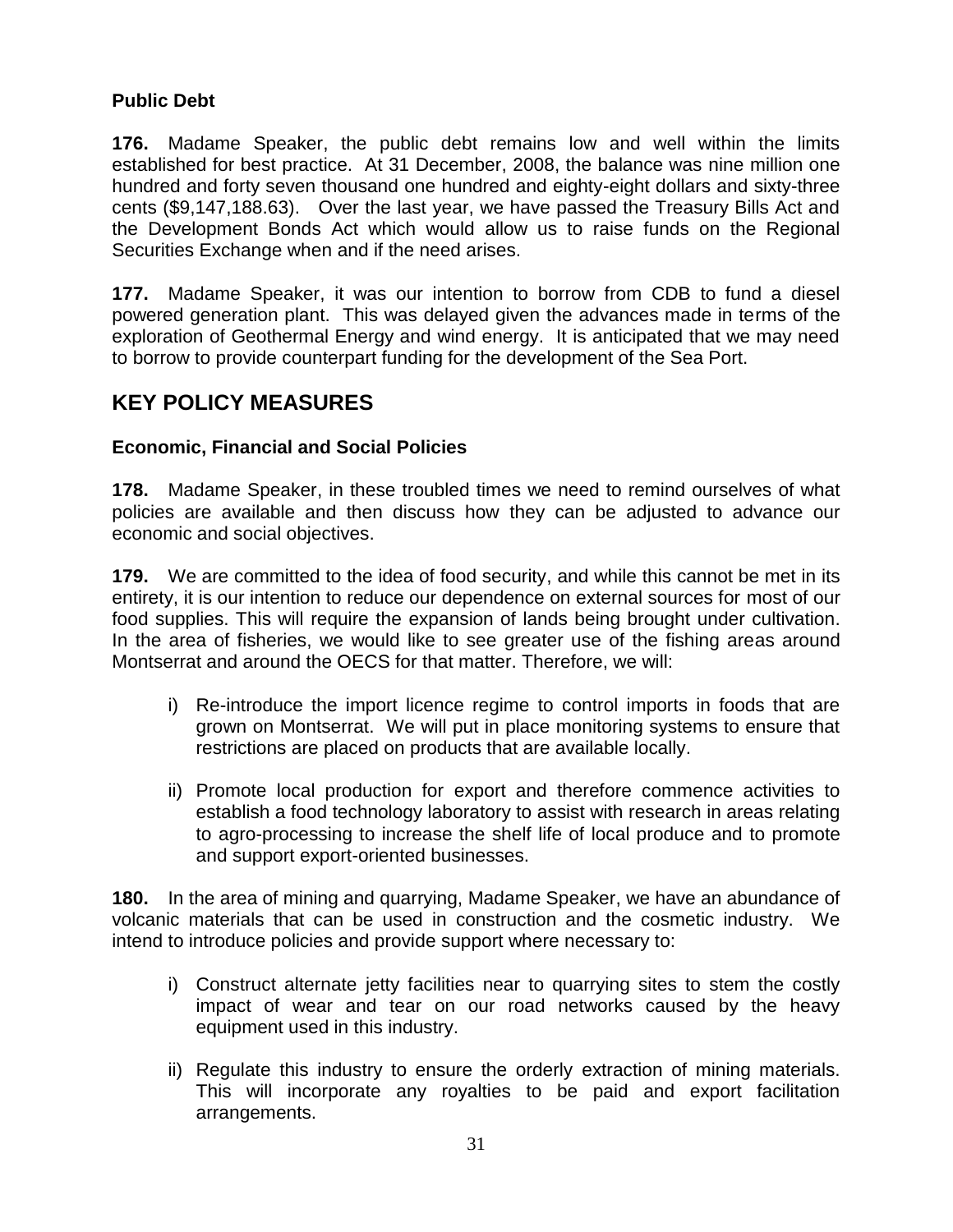### Public Debt

**176.** Madame Speaker, the public debt remains low and well within the limits established for best practice. At 31 December, 2008, the balance was nine million one hundred and forty seven thousand one hundred and eighty-eight dollars and sixty-three cents ($9,147,188.63). Over the last year, we have passed the Treasury Bills Act and the Development Bonds Act which would allow us to raise funds on the Regional Securities Exchange when and if the need arises.

**177.** Madame Speaker, it was our intention to borrow from CDB to fund a diesel powered generation plant. This was delayed given the advances made in terms of the exploration of Geothermal Energy and wind energy. It is anticipated that we may need to borrow to provide counterpart funding for the development of the Sea Port.

## KEY POLICY MEASURES

### Economic, Financial and Social Policies

**178.** Madame Speaker, in these troubled times we need to remind ourselves of what policies are available and then discuss how they can be adjusted to advance our economic and social objectives.

**179.** We are committed to the idea of food security, and while this cannot be met in its entirety, it is our intention to reduce our dependence on external sources for most of our food supplies. This will require the expansion of lands being brought under cultivation. In the area of fisheries, we would like to see greater use of the fishing areas around Montserrat and around the OECS for that matter. Therefore, we will:

i) Re-introduce the import licence regime to control imports in foods that are grown on Montserrat. We will put in place monitoring systems to ensure that restrictions are placed on products that are available locally.

ii) Promote local production for export and therefore commence activities to establish a food technology laboratory to assist with research in areas relating to agro-processing to increase the shelf life of local produce and to promote and support export-oriented businesses.

**180.** In the area of mining and quarrying, Madame Speaker, we have an abundance of volcanic materials that can be used in construction and the cosmetic industry. We intend to introduce policies and provide support where necessary to:

i) Construct alternate jetty facilities near to quarrying sites to stem the costly impact of wear and tear on our road networks caused by the heavy equipment used in this industry.

ii) Regulate this industry to ensure the orderly extraction of mining materials. This will incorporate any royalties to be paid and export facilitation arrangements.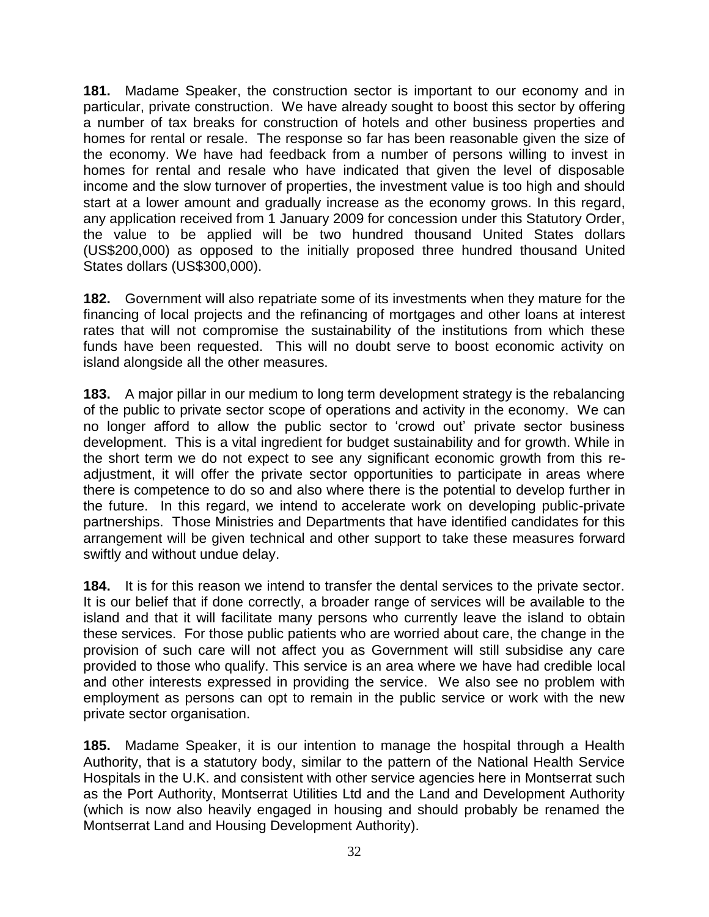**181.** Madame Speaker, the construction sector is important to our economy and in particular, private construction. We have already sought to boost this sector by offering a number of tax breaks for construction of hotels and other business properties and homes for rental or resale. The response so far has been reasonable given the size of the economy. We have had feedback from a number of persons willing to invest in homes for rental and resale who have indicated that given the level of disposable income and the slow turnover of properties, the investment value is too high and should start at a lower amount and gradually increase as the economy grows. In this regard, any application received from 1 January 2009 for concession under this Statutory Order, the value to be applied will be two hundred thousand United States dollars (US$200,000) as opposed to the initially proposed three hundred thousand United States dollars (US$300,000).

**182.** Government will also repatriate some of its investments when they mature for the financing of local projects and the refinancing of mortgages and other loans at interest rates that will not compromise the sustainability of the institutions from which these funds have been requested. This will no doubt serve to boost economic activity on island alongside all the other measures.

**183.** A major pillar in our medium to long term development strategy is the rebalancing of the public to private sector scope of operations and activity in the economy. We can no longer afford to allow the public sector to 'crowd out' private sector business development. This is a vital ingredient for budget sustainability and for growth. While in the short term we do not expect to see any significant economic growth from this re-adjustment, it will offer the private sector opportunities to participate in areas where there is competence to do so and also where there is the potential to develop further in the future. In this regard, we intend to accelerate work on developing public-private partnerships. Those Ministries and Departments that have identified candidates for this arrangement will be given technical and other support to take these measures forward swiftly and without undue delay.

**184.** It is for this reason we intend to transfer the dental services to the private sector. It is our belief that if done correctly, a broader range of services will be available to the island and that it will facilitate many persons who currently leave the island to obtain these services. For those public patients who are worried about care, the change in the provision of such care will not affect you as Government will still subsidise any care provided to those who qualify. This service is an area where we have had credible local and other interests expressed in providing the service. We also see no problem with employment as persons can opt to remain in the public service or work with the new private sector organisation.

**185.** Madame Speaker, it is our intention to manage the hospital through a Health Authority, that is a statutory body, similar to the pattern of the National Health Service Hospitals in the U.K. and consistent with other service agencies here in Montserrat such as the Port Authority, Montserrat Utilities Ltd and the Land and Development Authority (which is now also heavily engaged in housing and should probably be renamed the Montserrat Land and Housing Development Authority).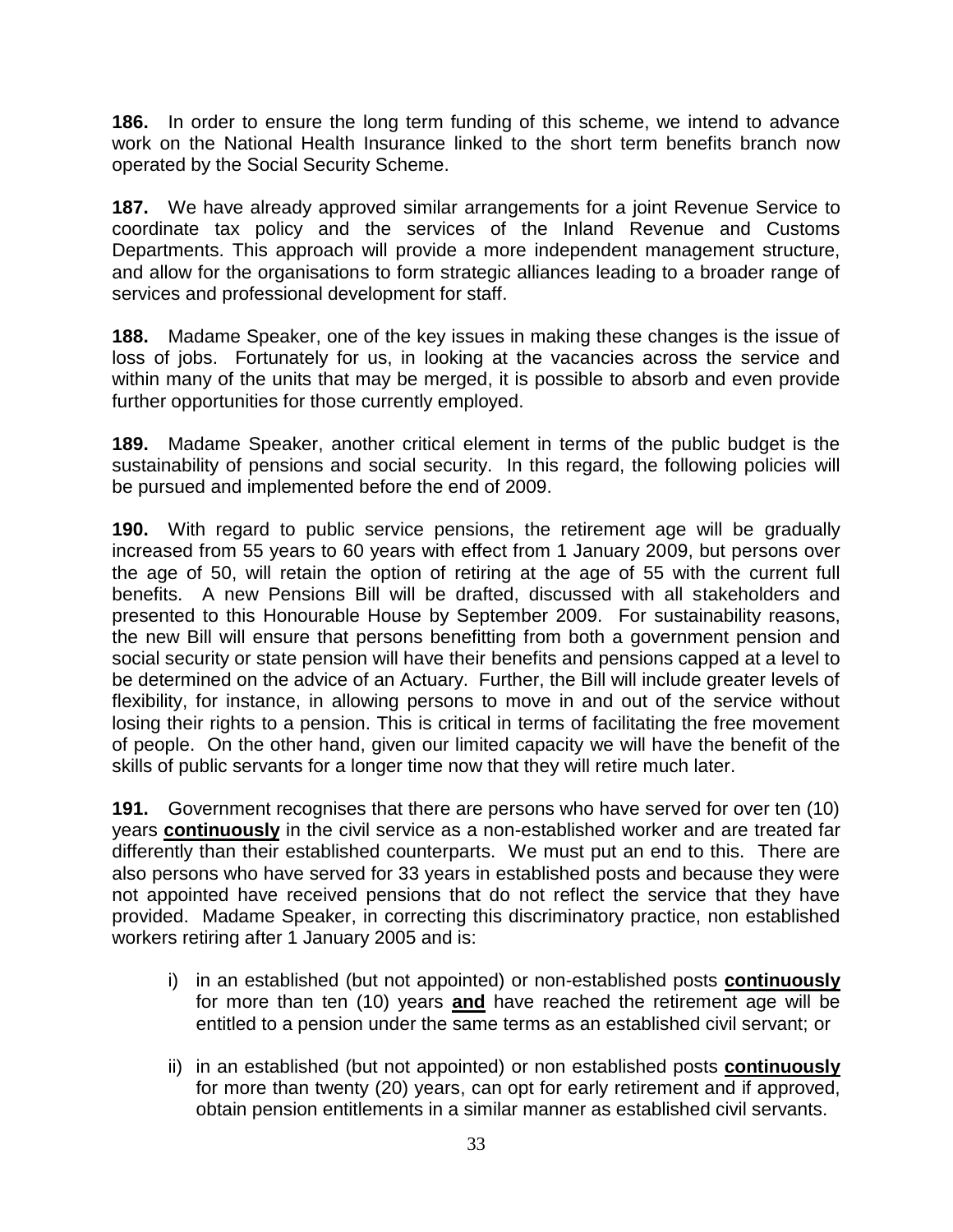**186.** In order to ensure the long term funding of this scheme, we intend to advance work on the National Health Insurance linked to the short term benefits branch now operated by the Social Security Scheme.

**187.** We have already approved similar arrangements for a joint Revenue Service to coordinate tax policy and the services of the Inland Revenue and Customs Departments. This approach will provide a more independent management structure, and allow for the organisations to form strategic alliances leading to a broader range of services and professional development for staff.

**188.** Madame Speaker, one of the key issues in making these changes is the issue of loss of jobs. Fortunately for us, in looking at the vacancies across the service and within many of the units that may be merged, it is possible to absorb and even provide further opportunities for those currently employed.

**189.** Madame Speaker, another critical element in terms of the public budget is the sustainability of pensions and social security. In this regard, the following policies will be pursued and implemented before the end of 2009.

**190.** With regard to public service pensions, the retirement age will be gradually increased from 55 years to 60 years with effect from 1 January 2009, but persons over the age of 50, will retain the option of retiring at the age of 55 with the current full benefits. A new Pensions Bill will be drafted, discussed with all stakeholders and presented to this Honourable House by September 2009. For sustainability reasons, the new Bill will ensure that persons benefitting from both a government pension and social security or state pension will have their benefits and pensions capped at a level to be determined on the advice of an Actuary. Further, the Bill will include greater levels of flexibility, for instance, in allowing persons to move in and out of the service without losing their rights to a pension. This is critical in terms of facilitating the free movement of people. On the other hand, given our limited capacity we will have the benefit of the skills of public servants for a longer time now that they will retire much later.

**191.** Government recognises that there are persons who have served for over ten (10) years **continuously** in the civil service as a non-established worker and are treated far differently than their established counterparts. We must put an end to this. There are also persons who have served for 33 years in established posts and because they were not appointed have received pensions that do not reflect the service that they have provided. Madame Speaker, in correcting this discriminatory practice, non established workers retiring after 1 January 2005 and is:

i) in an established (but not appointed) or non-established posts **continuously** for more than ten (10) years **and** have reached the retirement age will be entitled to a pension under the same terms as an established civil servant; or

ii) in an established (but not appointed) or non established posts **continuously** for more than twenty (20) years, can opt for early retirement and if approved, obtain pension entitlements in a similar manner as established civil servants.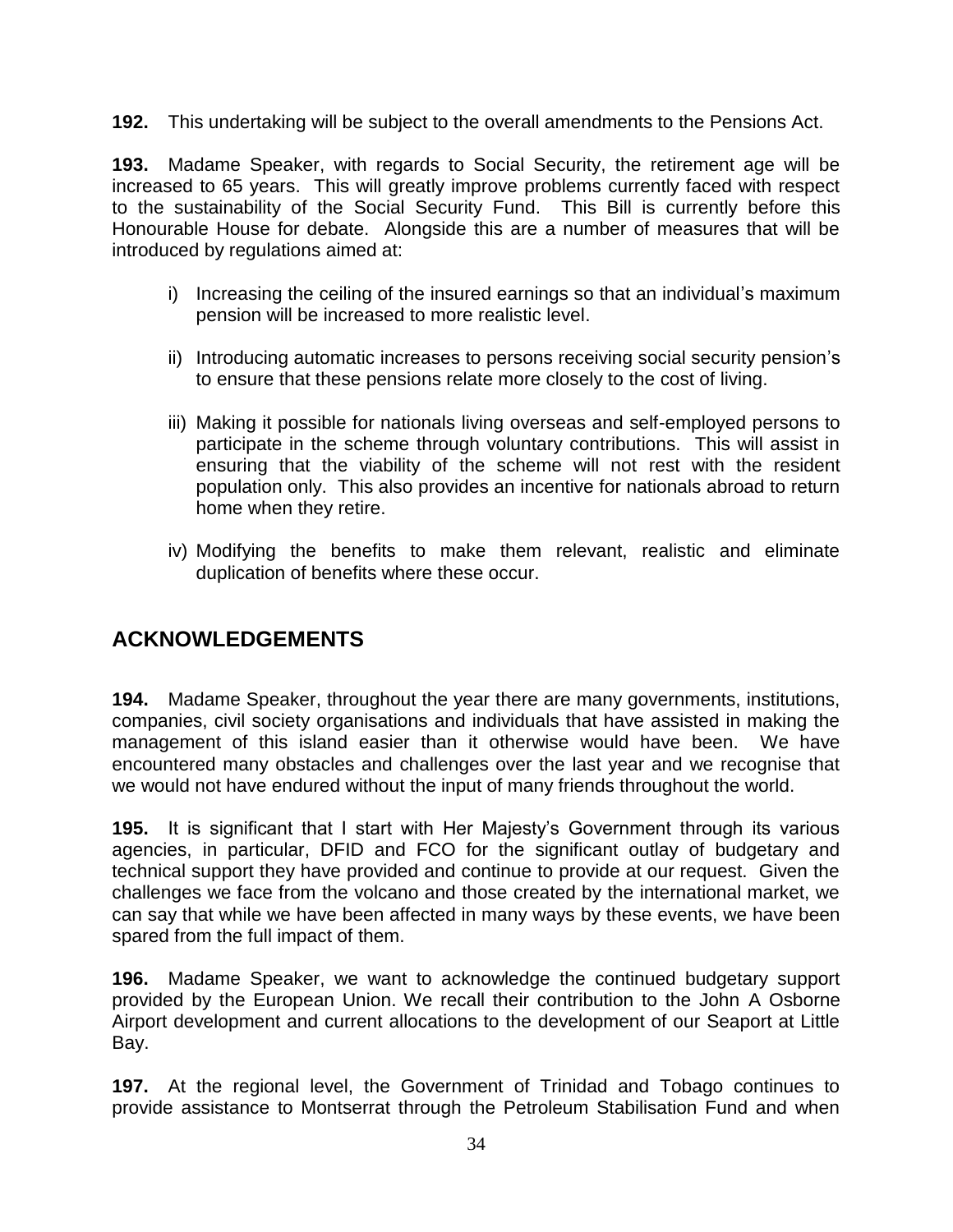**192.** This undertaking will be subject to the overall amendments to the Pensions Act.

**193.** Madame Speaker, with regards to Social Security, the retirement age will be increased to 65 years. This will greatly improve problems currently faced with respect to the sustainability of the Social Security Fund. This Bill is currently before this Honourable House for debate. Alongside this are a number of measures that will be introduced by regulations aimed at:

i) Increasing the ceiling of the insured earnings so that an individual's maximum pension will be increased to more realistic level.

ii) Introducing automatic increases to persons receiving social security pension's to ensure that these pensions relate more closely to the cost of living.

iii) Making it possible for nationals living overseas and self-employed persons to participate in the scheme through voluntary contributions. This will assist in ensuring that the viability of the scheme will not rest with the resident population only. This also provides an incentive for nationals abroad to return home when they retire.

iv) Modifying the benefits to make them relevant, realistic and eliminate duplication of benefits where these occur.

## ACKNOWLEDGEMENTS

**194.** Madame Speaker, throughout the year there are many governments, institutions, companies, civil society organisations and individuals that have assisted in making the management of this island easier than it otherwise would have been. We have encountered many obstacles and challenges over the last year and we recognise that we would not have endured without the input of many friends throughout the world.

**195.** It is significant that I start with Her Majesty's Government through its various agencies, in particular, DFID and FCO for the significant outlay of budgetary and technical support they have provided and continue to provide at our request. Given the challenges we face from the volcano and those created by the international market, we can say that while we have been affected in many ways by these events, we have been spared from the full impact of them.

**196.** Madame Speaker, we want to acknowledge the continued budgetary support provided by the European Union. We recall their contribution to the John A Osborne Airport development and current allocations to the development of our Seaport at Little Bay.

**197.** At the regional level, the Government of Trinidad and Tobago continues to provide assistance to Montserrat through the Petroleum Stabilisation Fund and when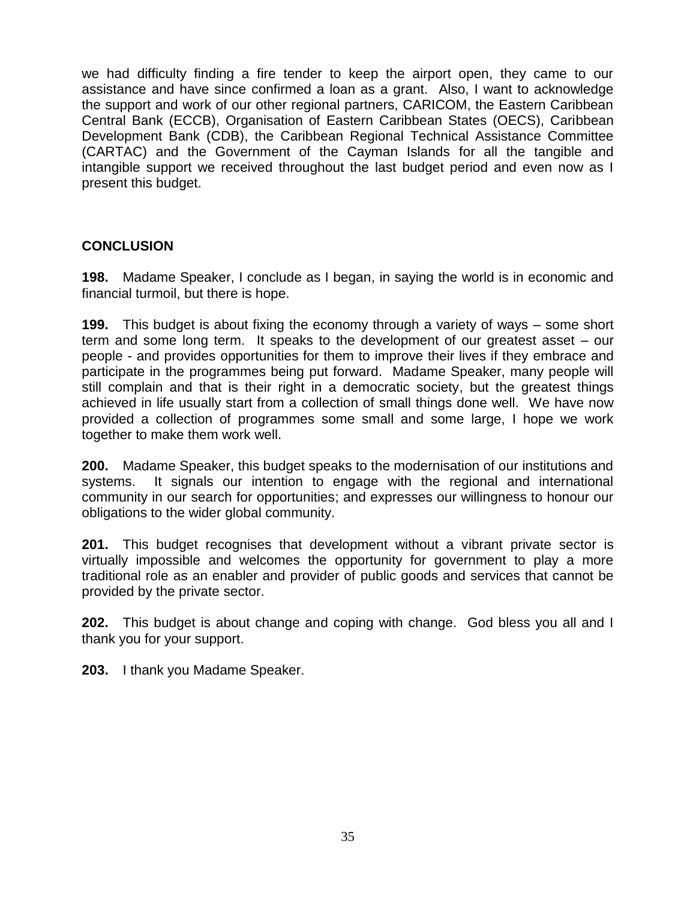we had difficulty finding a fire tender to keep the airport open, they came to our assistance and have since confirmed a loan as a grant. Also, I want to acknowledge the support and work of our other regional partners, CARICOM, the Eastern Caribbean Central Bank (ECCB), Organisation of Eastern Caribbean States (OECS), Caribbean Development Bank (CDB), the Caribbean Regional Technical Assistance Committee (CARTAC) and the Government of the Cayman Islands for all the tangible and intangible support we received throughout the last budget period and even now as I present this budget.

## CONCLUSION

**198.** Madame Speaker, I conclude as I began, in saying the world is in economic and financial turmoil, but there is hope.

**199.** This budget is about fixing the economy through a variety of ways – some short term and some long term. It speaks to the development of our greatest asset – our people - and provides opportunities for them to improve their lives if they embrace and participate in the programmes being put forward. Madame Speaker, many people will still complain and that is their right in a democratic society, but the greatest things achieved in life usually start from a collection of small things done well. We have now provided a collection of programmes some small and some large, I hope we work together to make them work well.

**200.** Madame Speaker, this budget speaks to the modernisation of our institutions and systems. It signals our intention to engage with the regional and international community in our search for opportunities; and expresses our willingness to honour our obligations to the wider global community.

**201.** This budget recognises that development without a vibrant private sector is virtually impossible and welcomes the opportunity for government to play a more traditional role as an enabler and provider of public goods and services that cannot be provided by the private sector.

**202.** This budget is about change and coping with change. God bless you all and I thank you for your support.

**203.** I thank you Madame Speaker.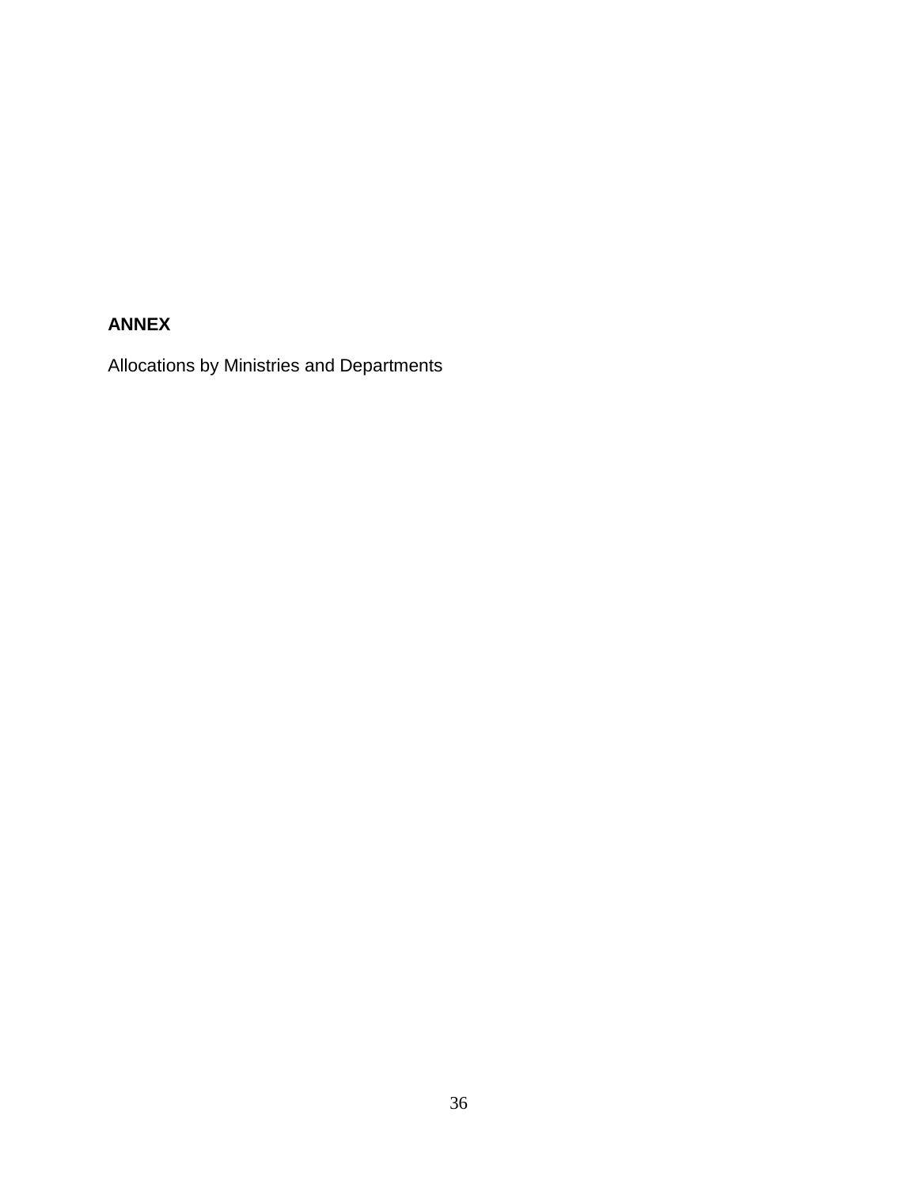**ANNEX**

Allocations by Ministries and Departments